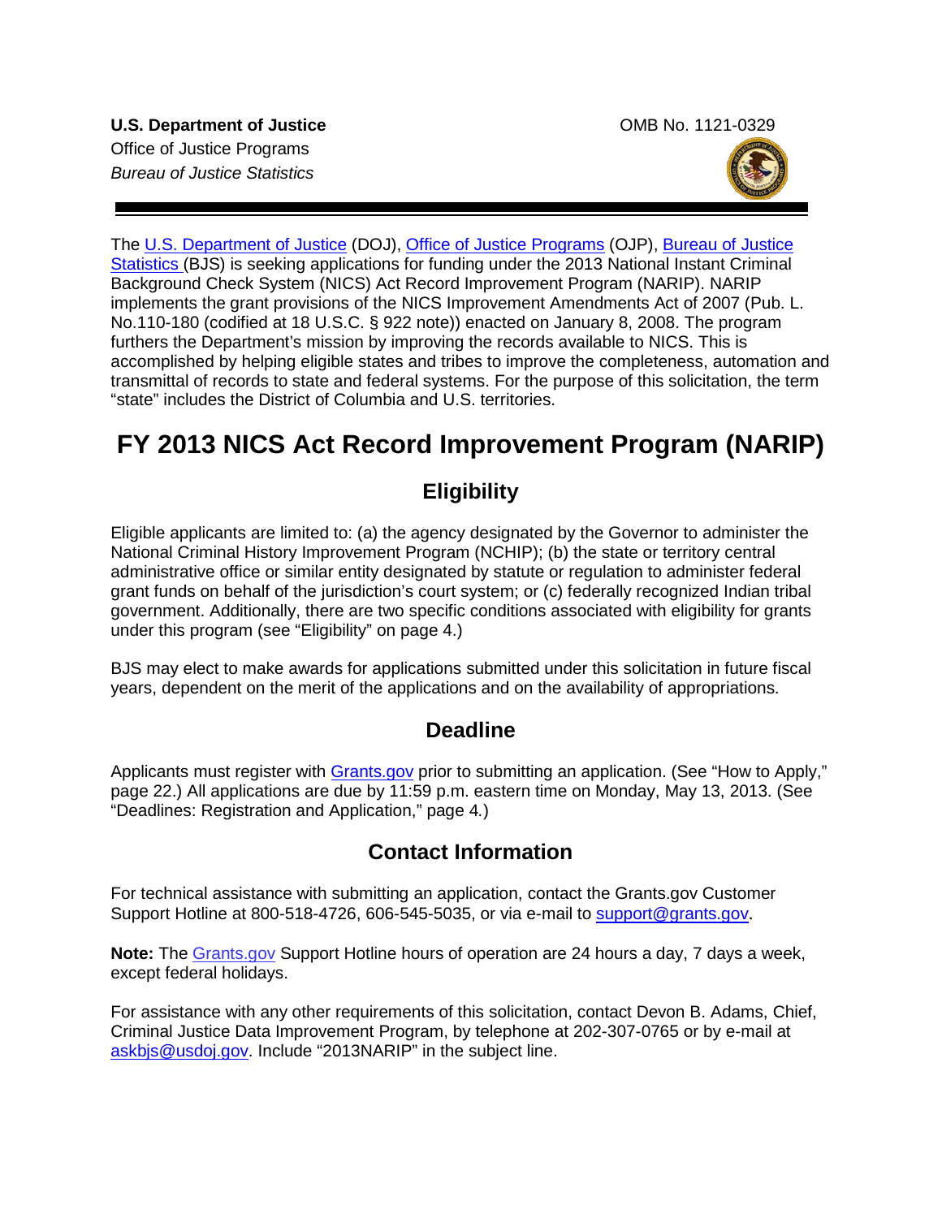**U.S. Department of Justice**
Office of Justice Programs
*Bureau of Justice Statistics*

OMB No. 1121-0329

---

The U.S. Department of Justice (DOJ), Office of Justice Programs (OJP), Bureau of Justice Statistics (BJS) is seeking applications for funding under the 2013 National Instant Criminal Background Check System (NICS) Act Record Improvement Program (NARIP). NARIP implements the grant provisions of the NICS Improvement Amendments Act of 2007 (Pub. L. No.110-180 (codified at 18 U.S.C. § 922 note)) enacted on January 8, 2008. The program furthers the Department's mission by improving the records available to NICS. This is accomplished by helping eligible states and tribes to improve the completeness, automation and transmittal of records to state and federal systems. For the purpose of this solicitation, the term "state" includes the District of Columbia and U.S. territories.

# FY 2013 NICS Act Record Improvement Program (NARIP)

## Eligibility

Eligible applicants are limited to: (a) the agency designated by the Governor to administer the National Criminal History Improvement Program (NCHIP); (b) the state or territory central administrative office or similar entity designated by statute or regulation to administer federal grant funds on behalf of the jurisdiction's court system; or (c) federally recognized Indian tribal government. Additionally, there are two specific conditions associated with eligibility for grants under this program (see "Eligibility" on page 4.)

BJS may elect to make awards for applications submitted under this solicitation in future fiscal years, dependent on the merit of the applications and on the availability of appropriations.

## Deadline

Applicants must register with Grants.gov prior to submitting an application. (See "How to Apply," page 22.) All applications are due by 11:59 p.m. eastern time on Monday, May 13, 2013. (See "Deadlines: Registration and Application," page 4.)

## Contact Information

For technical assistance with submitting an application, contact the Grants.gov Customer Support Hotline at 800-518-4726, 606-545-5035, or via e-mail to support@grants.gov.

**Note:** The Grants.gov Support Hotline hours of operation are 24 hours a day, 7 days a week, except federal holidays.

For assistance with any other requirements of this solicitation, contact Devon B. Adams, Chief, Criminal Justice Data Improvement Program, by telephone at 202-307-0765 or by e-mail at askbjs@usdoj.gov. Include "2013NARIP" in the subject line.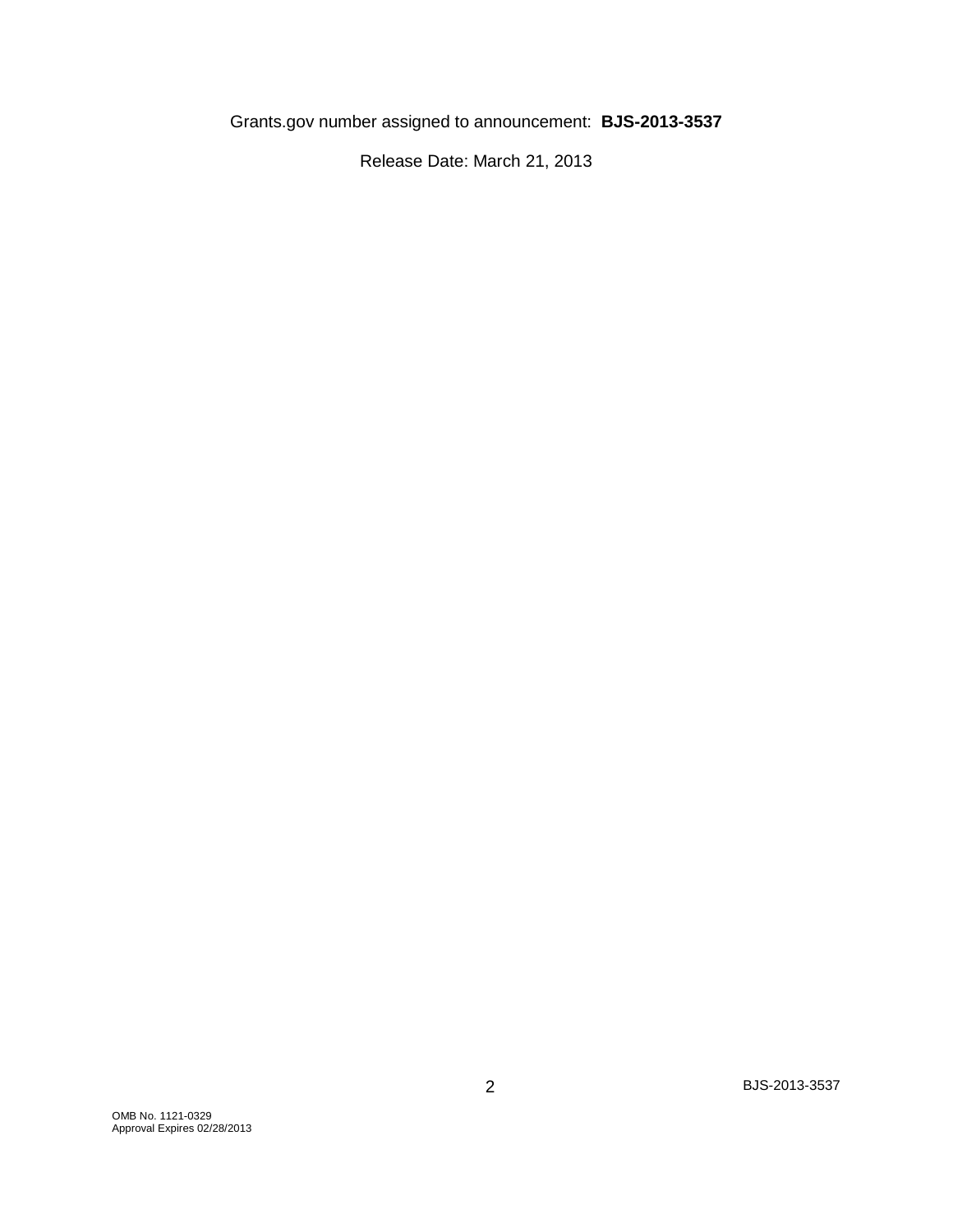Grants.gov number assigned to announcement: **BJS-2013-3537**

Release Date: March 21, 2013

OMB No. 1121-0329
Approval Expires 02/28/2013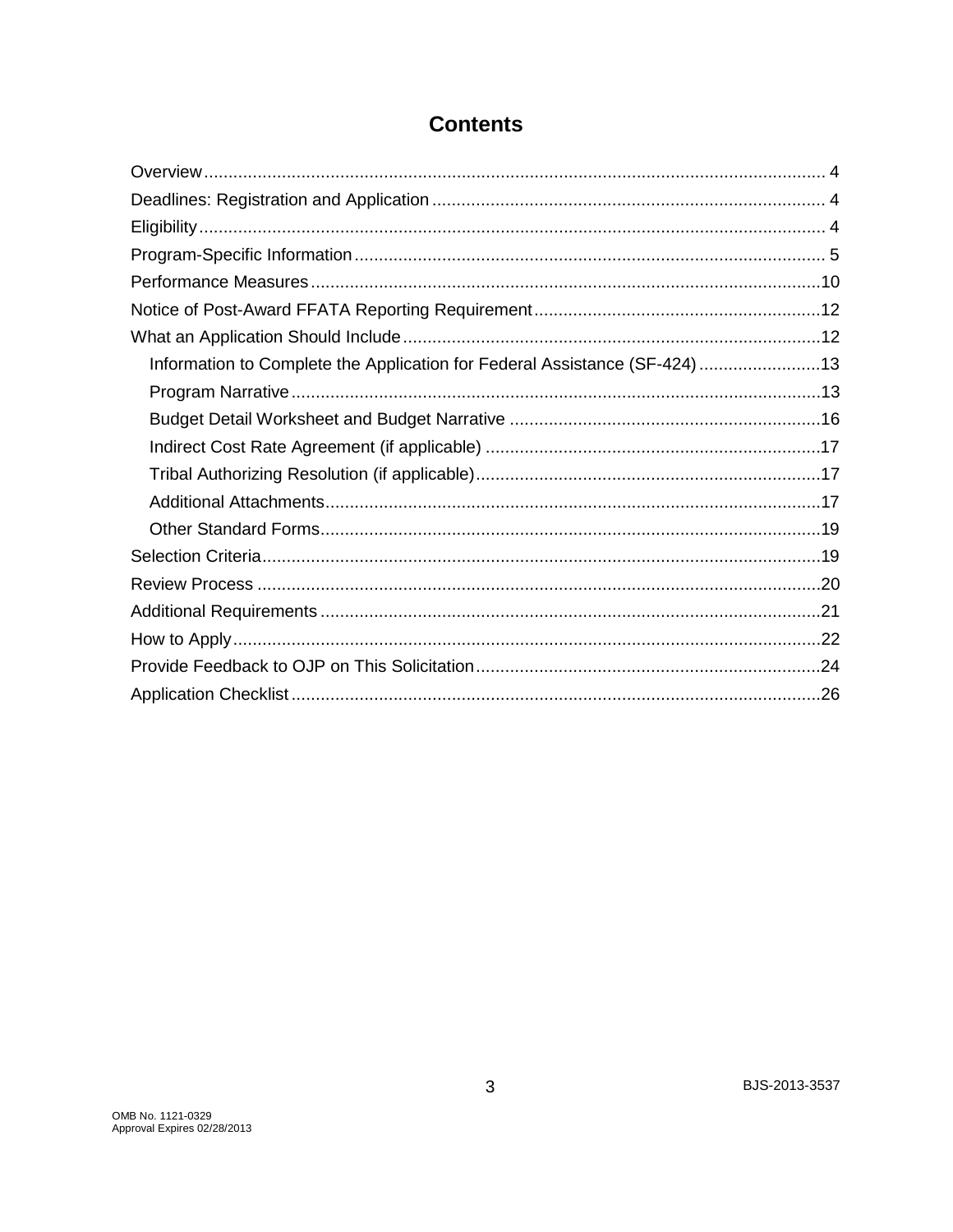# Contents

Overview ........................................................................................................................ 4

Deadlines: Registration and Application ................................................................................ 4

Eligibility ........................................................................................................................ 4

Program-Specific Information ................................................................................................ 5

Performance Measures ........................................................................................................ 10

Notice of Post-Award FFATA Reporting Requirement .......................................................... 12

What an Application Should Include ..................................................................................... 12

- Information to Complete the Application for Federal Assistance (SF-424) ......................... 13
- Program Narrative ........................................................................................................ 13
- Budget Detail Worksheet and Budget Narrative ............................................................... 16
- Indirect Cost Rate Agreement (if applicable) .................................................................... 17
- Tribal Authorizing Resolution (if applicable) ...................................................................... 17
- Additional Attachments .................................................................................................. 17
- Other Standard Forms .................................................................................................... 19

Selection Criteria ................................................................................................................ 19

Review Process .................................................................................................................. 20

Additional Requirements ...................................................................................................... 21

How to Apply ...................................................................................................................... 22

Provide Feedback to OJP on This Solicitation ....................................................................... 24

Application Checklist ........................................................................................................... 26

BJS-2013-3537

OMB No. 1121-0329
Approval Expires 02/28/2013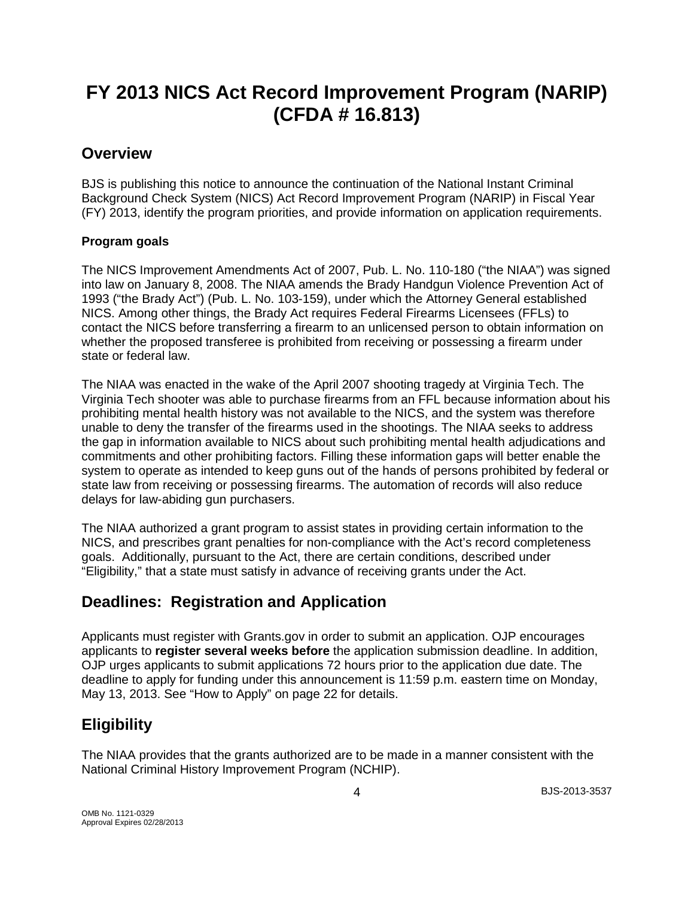# FY 2013 NICS Act Record Improvement Program (NARIP) (CFDA # 16.813)

## Overview

BJS is publishing this notice to announce the continuation of the National Instant Criminal Background Check System (NICS) Act Record Improvement Program (NARIP) in Fiscal Year (FY) 2013, identify the program priorities, and provide information on application requirements.

### Program goals

The NICS Improvement Amendments Act of 2007, Pub. L. No. 110-180 ("the NIAA") was signed into law on January 8, 2008. The NIAA amends the Brady Handgun Violence Prevention Act of 1993 ("the Brady Act") (Pub. L. No. 103-159), under which the Attorney General established NICS. Among other things, the Brady Act requires Federal Firearms Licensees (FFLs) to contact the NICS before transferring a firearm to an unlicensed person to obtain information on whether the proposed transferee is prohibited from receiving or possessing a firearm under state or federal law.

The NIAA was enacted in the wake of the April 2007 shooting tragedy at Virginia Tech. The Virginia Tech shooter was able to purchase firearms from an FFL because information about his prohibiting mental health history was not available to the NICS, and the system was therefore unable to deny the transfer of the firearms used in the shootings. The NIAA seeks to address the gap in information available to NICS about such prohibiting mental health adjudications and commitments and other prohibiting factors. Filling these information gaps will better enable the system to operate as intended to keep guns out of the hands of persons prohibited by federal or state law from receiving or possessing firearms. The automation of records will also reduce delays for law-abiding gun purchasers.

The NIAA authorized a grant program to assist states in providing certain information to the NICS, and prescribes grant penalties for non-compliance with the Act's record completeness goals. Additionally, pursuant to the Act, there are certain conditions, described under "Eligibility," that a state must satisfy in advance of receiving grants under the Act.

## Deadlines: Registration and Application

Applicants must register with Grants.gov in order to submit an application. OJP encourages applicants to **register several weeks before** the application submission deadline. In addition, OJP urges applicants to submit applications 72 hours prior to the application due date. The deadline to apply for funding under this announcement is 11:59 p.m. eastern time on Monday, May 13, 2013. See "How to Apply" on page 22 for details.

## Eligibility

The NIAA provides that the grants authorized are to be made in a manner consistent with the National Criminal History Improvement Program (NCHIP).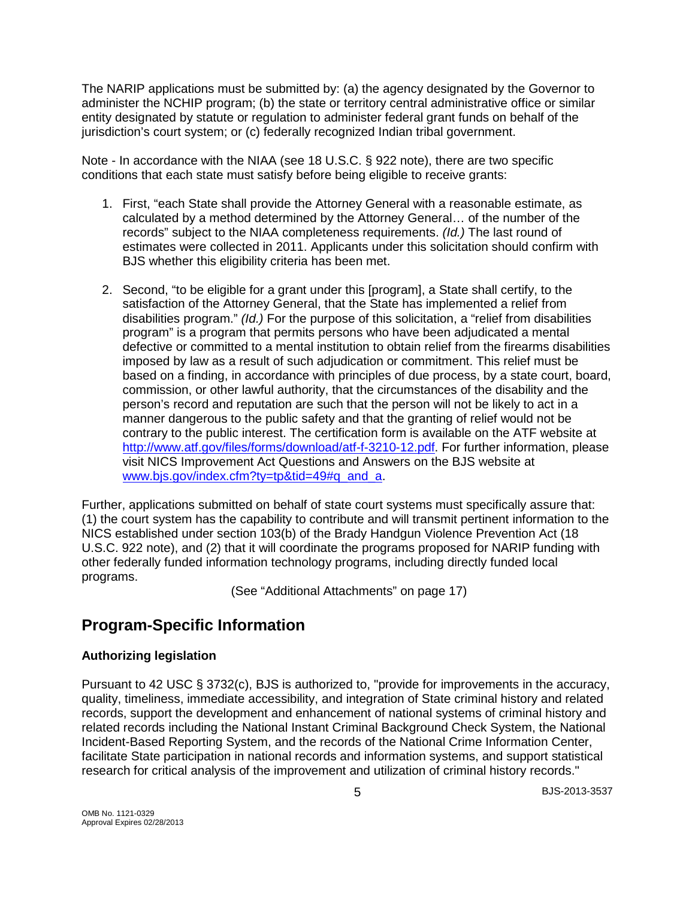The NARIP applications must be submitted by: (a) the agency designated by the Governor to administer the NCHIP program; (b) the state or territory central administrative office or similar entity designated by statute or regulation to administer federal grant funds on behalf of the jurisdiction's court system; or (c) federally recognized Indian tribal government.

Note - In accordance with the NIAA (see 18 U.S.C. § 922 note), there are two specific conditions that each state must satisfy before being eligible to receive grants:

1. First, "each State shall provide the Attorney General with a reasonable estimate, as calculated by a method determined by the Attorney General… of the number of the records" subject to the NIAA completeness requirements. *(Id.)* The last round of estimates were collected in 2011. Applicants under this solicitation should confirm with BJS whether this eligibility criteria has been met.

2. Second, "to be eligible for a grant under this [program], a State shall certify, to the satisfaction of the Attorney General, that the State has implemented a relief from disabilities program." *(Id.)* For the purpose of this solicitation, a "relief from disabilities program" is a program that permits persons who have been adjudicated a mental defective or committed to a mental institution to obtain relief from the firearms disabilities imposed by law as a result of such adjudication or commitment. This relief must be based on a finding, in accordance with principles of due process, by a state court, board, commission, or other lawful authority, that the circumstances of the disability and the person's record and reputation are such that the person will not be likely to act in a manner dangerous to the public safety and that the granting of relief would not be contrary to the public interest. The certification form is available on the ATF website at http://www.atf.gov/files/forms/download/atf-f-3210-12.pdf. For further information, please visit NICS Improvement Act Questions and Answers on the BJS website at www.bjs.gov/index.cfm?ty=tp&tid=49#q_and_a.

Further, applications submitted on behalf of state court systems must specifically assure that: (1) the court system has the capability to contribute and will transmit pertinent information to the NICS established under section 103(b) of the Brady Handgun Violence Prevention Act (18 U.S.C. 922 note), and (2) that it will coordinate the programs proposed for NARIP funding with other federally funded information technology programs, including directly funded local programs.

(See "Additional Attachments" on page 17)

## Program-Specific Information

### Authorizing legislation

Pursuant to 42 USC § 3732(c), BJS is authorized to, "provide for improvements in the accuracy, quality, timeliness, immediate accessibility, and integration of State criminal history and related records, support the development and enhancement of national systems of criminal history and related records including the National Instant Criminal Background Check System, the National Incident-Based Reporting System, and the records of the National Crime Information Center, facilitate State participation in national records and information systems, and support statistical research for critical analysis of the improvement and utilization of criminal history records."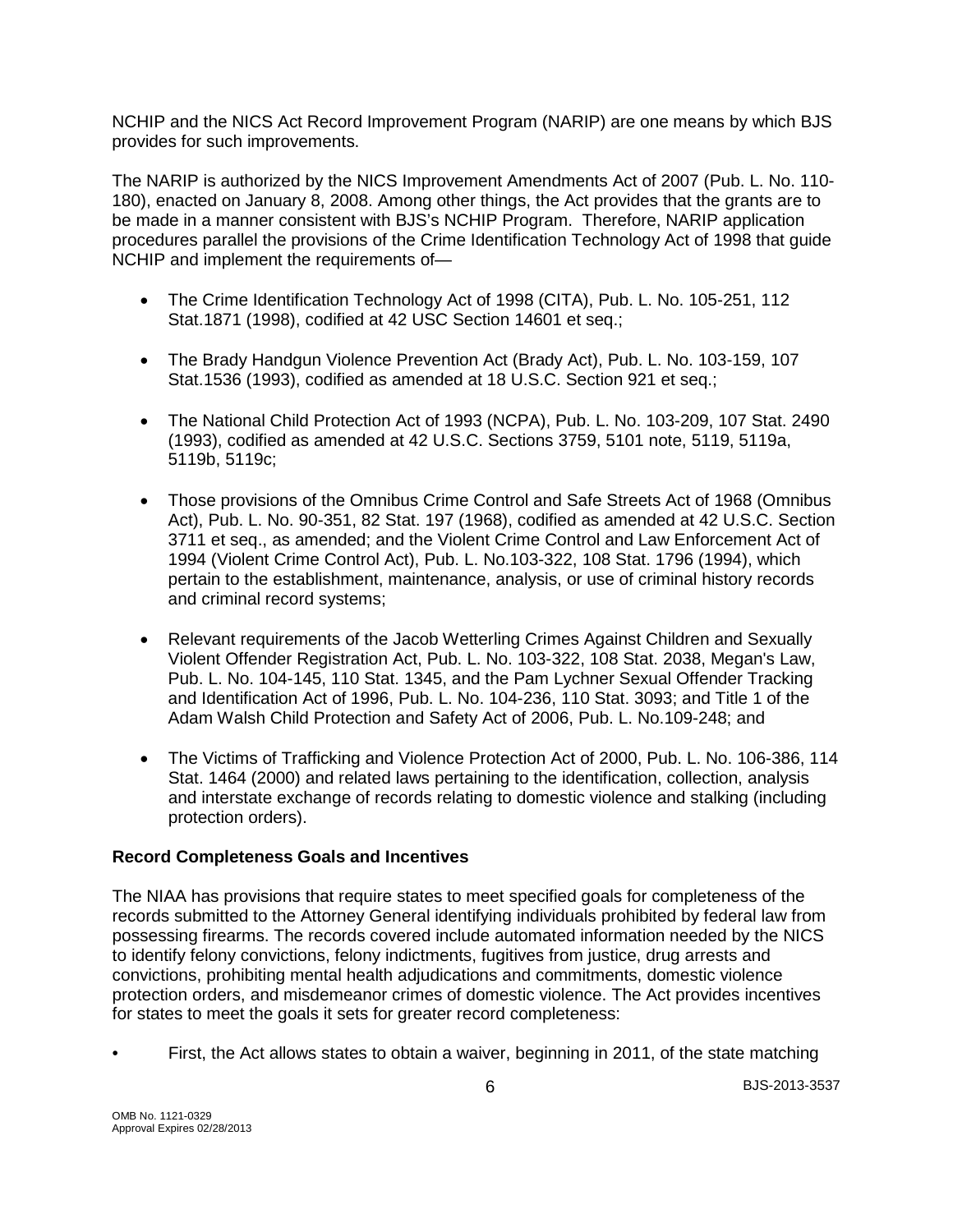NCHIP and the NICS Act Record Improvement Program (NARIP) are one means by which BJS provides for such improvements.

The NARIP is authorized by the NICS Improvement Amendments Act of 2007 (Pub. L. No. 110-180), enacted on January 8, 2008. Among other things, the Act provides that the grants are to be made in a manner consistent with BJS's NCHIP Program. Therefore, NARIP application procedures parallel the provisions of the Crime Identification Technology Act of 1998 that guide NCHIP and implement the requirements of—

- The Crime Identification Technology Act of 1998 (CITA), Pub. L. No. 105-251, 112 Stat.1871 (1998), codified at 42 USC Section 14601 et seq.;
- The Brady Handgun Violence Prevention Act (Brady Act), Pub. L. No. 103-159, 107 Stat.1536 (1993), codified as amended at 18 U.S.C. Section 921 et seq.;
- The National Child Protection Act of 1993 (NCPA), Pub. L. No. 103-209, 107 Stat. 2490 (1993), codified as amended at 42 U.S.C. Sections 3759, 5101 note, 5119, 5119a, 5119b, 5119c;
- Those provisions of the Omnibus Crime Control and Safe Streets Act of 1968 (Omnibus Act), Pub. L. No. 90-351, 82 Stat. 197 (1968), codified as amended at 42 U.S.C. Section 3711 et seq., as amended; and the Violent Crime Control and Law Enforcement Act of 1994 (Violent Crime Control Act), Pub. L. No.103-322, 108 Stat. 1796 (1994), which pertain to the establishment, maintenance, analysis, or use of criminal history records and criminal record systems;
- Relevant requirements of the Jacob Wetterling Crimes Against Children and Sexually Violent Offender Registration Act, Pub. L. No. 103-322, 108 Stat. 2038, Megan's Law, Pub. L. No. 104-145, 110 Stat. 1345, and the Pam Lychner Sexual Offender Tracking and Identification Act of 1996, Pub. L. No. 104-236, 110 Stat. 3093; and Title 1 of the Adam Walsh Child Protection and Safety Act of 2006, Pub. L. No.109-248; and
- The Victims of Trafficking and Violence Protection Act of 2000, Pub. L. No. 106-386, 114 Stat. 1464 (2000) and related laws pertaining to the identification, collection, analysis and interstate exchange of records relating to domestic violence and stalking (including protection orders).

**Record Completeness Goals and Incentives**

The NIAA has provisions that require states to meet specified goals for completeness of the records submitted to the Attorney General identifying individuals prohibited by federal law from possessing firearms. The records covered include automated information needed by the NICS to identify felony convictions, felony indictments, fugitives from justice, drug arrests and convictions, prohibiting mental health adjudications and commitments, domestic violence protection orders, and misdemeanor crimes of domestic violence. The Act provides incentives for states to meet the goals it sets for greater record completeness:

- First, the Act allows states to obtain a waiver, beginning in 2011, of the state matching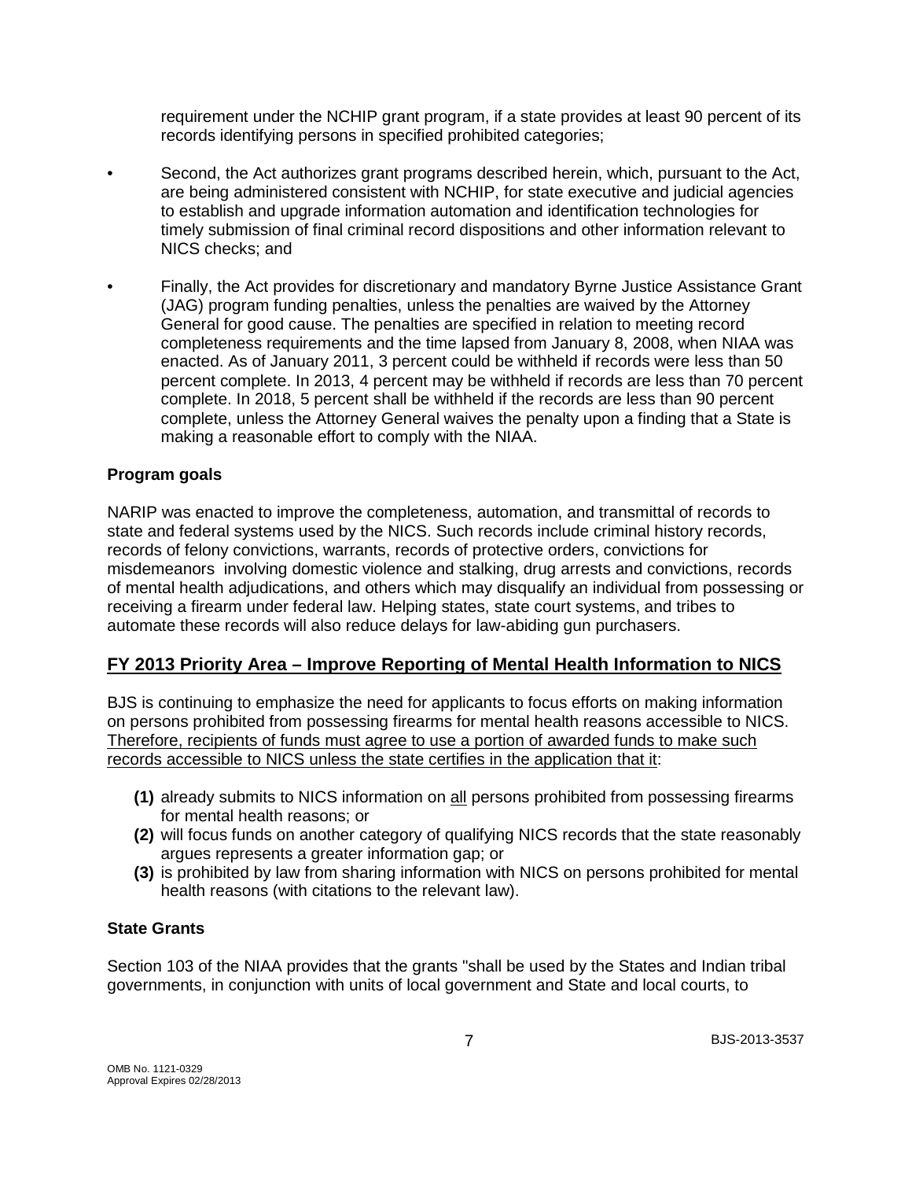requirement under the NCHIP grant program, if a state provides at least 90 percent of its records identifying persons in specified prohibited categories;

- Second, the Act authorizes grant programs described herein, which, pursuant to the Act, are being administered consistent with NCHIP, for state executive and judicial agencies to establish and upgrade information automation and identification technologies for timely submission of final criminal record dispositions and other information relevant to NICS checks; and

- Finally, the Act provides for discretionary and mandatory Byrne Justice Assistance Grant (JAG) program funding penalties, unless the penalties are waived by the Attorney General for good cause. The penalties are specified in relation to meeting record completeness requirements and the time lapsed from January 8, 2008, when NIAA was enacted. As of January 2011, 3 percent could be withheld if records were less than 50 percent complete. In 2013, 4 percent may be withheld if records are less than 70 percent complete. In 2018, 5 percent shall be withheld if the records are less than 90 percent complete, unless the Attorney General waives the penalty upon a finding that a State is making a reasonable effort to comply with the NIAA.

**Program goals**

NARIP was enacted to improve the completeness, automation, and transmittal of records to state and federal systems used by the NICS. Such records include criminal history records, records of felony convictions, warrants, records of protective orders, convictions for misdemeanors involving domestic violence and stalking, drug arrests and convictions, records of mental health adjudications, and others which may disqualify an individual from possessing or receiving a firearm under federal law. Helping states, state court systems, and tribes to automate these records will also reduce delays for law-abiding gun purchasers.

## FY 2013 Priority Area – Improve Reporting of Mental Health Information to NICS

BJS is continuing to emphasize the need for applicants to focus efforts on making information on persons prohibited from possessing firearms for mental health reasons accessible to NICS. Therefore, recipients of funds must agree to use a portion of awarded funds to make such records accessible to NICS unless the state certifies in the application that it:

**(1)** already submits to NICS information on all persons prohibited from possessing firearms for mental health reasons; or
**(2)** will focus funds on another category of qualifying NICS records that the state reasonably argues represents a greater information gap; or
**(3)** is prohibited by law from sharing information with NICS on persons prohibited for mental health reasons (with citations to the relevant law).

**State Grants**

Section 103 of the NIAA provides that the grants "shall be used by the States and Indian tribal governments, in conjunction with units of local government and State and local courts, to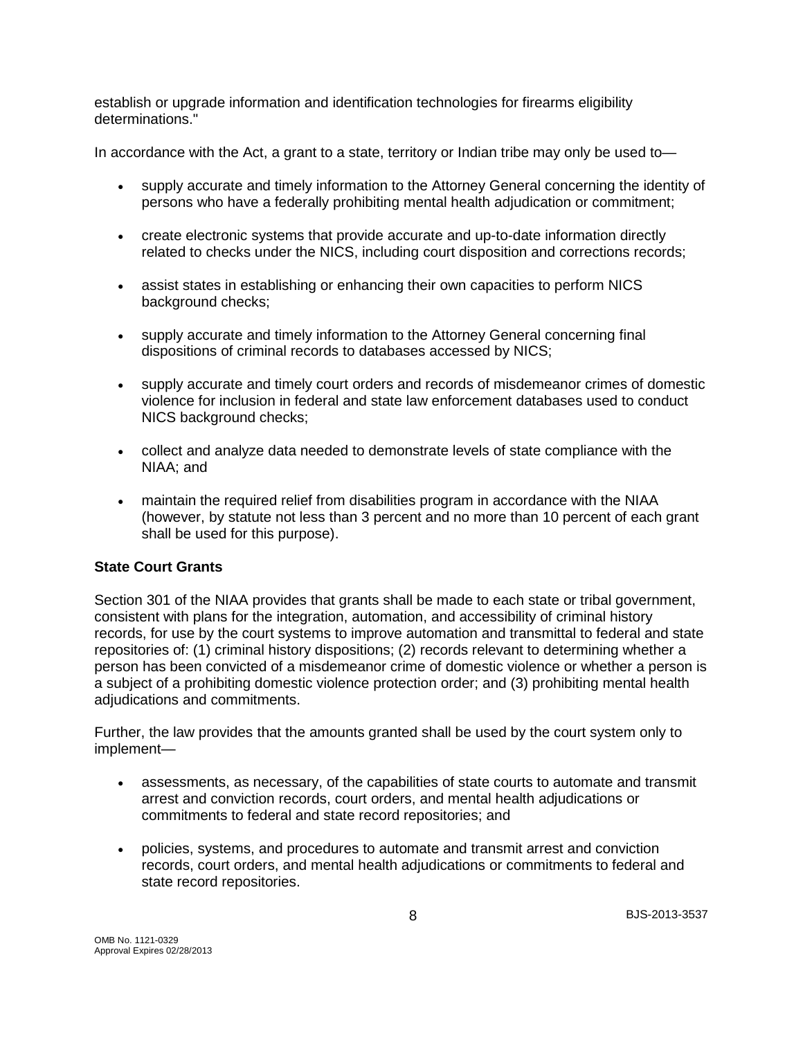establish or upgrade information and identification technologies for firearms eligibility determinations."

In accordance with the Act, a grant to a state, territory or Indian tribe may only be used to—

- supply accurate and timely information to the Attorney General concerning the identity of persons who have a federally prohibiting mental health adjudication or commitment;
- create electronic systems that provide accurate and up-to-date information directly related to checks under the NICS, including court disposition and corrections records;
- assist states in establishing or enhancing their own capacities to perform NICS background checks;
- supply accurate and timely information to the Attorney General concerning final dispositions of criminal records to databases accessed by NICS;
- supply accurate and timely court orders and records of misdemeanor crimes of domestic violence for inclusion in federal and state law enforcement databases used to conduct NICS background checks;
- collect and analyze data needed to demonstrate levels of state compliance with the NIAA; and
- maintain the required relief from disabilities program in accordance with the NIAA (however, by statute not less than 3 percent and no more than 10 percent of each grant shall be used for this purpose).

**State Court Grants**

Section 301 of the NIAA provides that grants shall be made to each state or tribal government, consistent with plans for the integration, automation, and accessibility of criminal history records, for use by the court systems to improve automation and transmittal to federal and state repositories of: (1) criminal history dispositions; (2) records relevant to determining whether a person has been convicted of a misdemeanor crime of domestic violence or whether a person is a subject of a prohibiting domestic violence protection order; and (3) prohibiting mental health adjudications and commitments.

Further, the law provides that the amounts granted shall be used by the court system only to implement—

- assessments, as necessary, of the capabilities of state courts to automate and transmit arrest and conviction records, court orders, and mental health adjudications or commitments to federal and state record repositories; and
- policies, systems, and procedures to automate and transmit arrest and conviction records, court orders, and mental health adjudications or commitments to federal and state record repositories.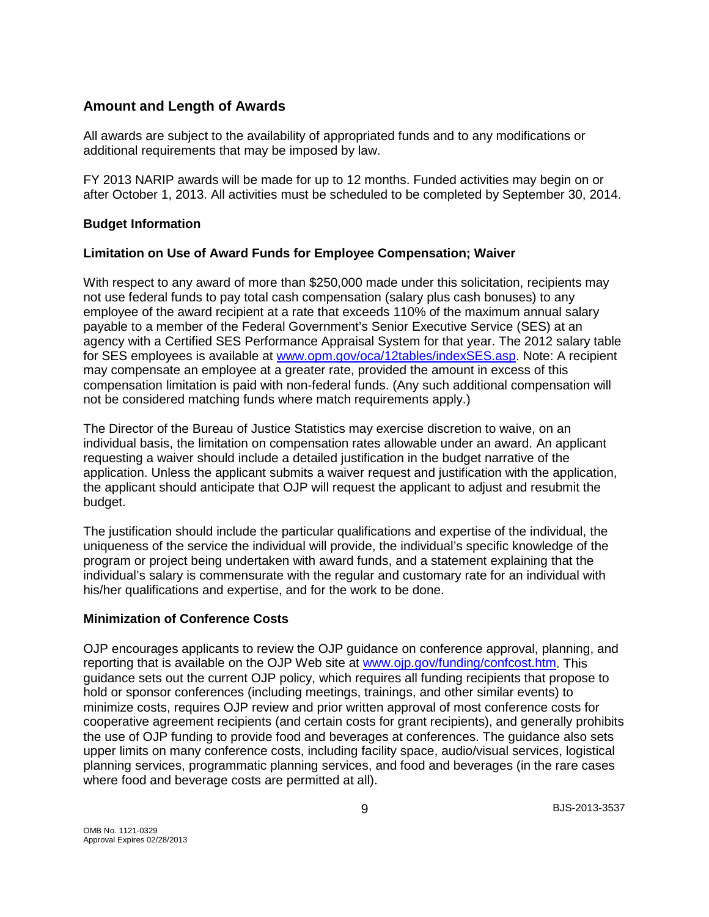## Amount and Length of Awards

All awards are subject to the availability of appropriated funds and to any modifications or additional requirements that may be imposed by law.

FY 2013 NARIP awards will be made for up to 12 months. Funded activities may begin on or after October 1, 2013. All activities must be scheduled to be completed by September 30, 2014.

### Budget Information

### Limitation on Use of Award Funds for Employee Compensation; Waiver

With respect to any award of more than $250,000 made under this solicitation, recipients may not use federal funds to pay total cash compensation (salary plus cash bonuses) to any employee of the award recipient at a rate that exceeds 110% of the maximum annual salary payable to a member of the Federal Government's Senior Executive Service (SES) at an agency with a Certified SES Performance Appraisal System for that year. The 2012 salary table for SES employees is available at [www.opm.gov/oca/12tables/indexSES.asp](http://www.opm.gov/oca/12tables/indexSES.asp). Note: A recipient may compensate an employee at a greater rate, provided the amount in excess of this compensation limitation is paid with non-federal funds. (Any such additional compensation will not be considered matching funds where match requirements apply.)

The Director of the Bureau of Justice Statistics may exercise discretion to waive, on an individual basis, the limitation on compensation rates allowable under an award. An applicant requesting a waiver should include a detailed justification in the budget narrative of the application. Unless the applicant submits a waiver request and justification with the application, the applicant should anticipate that OJP will request the applicant to adjust and resubmit the budget.

The justification should include the particular qualifications and expertise of the individual, the uniqueness of the service the individual will provide, the individual's specific knowledge of the program or project being undertaken with award funds, and a statement explaining that the individual's salary is commensurate with the regular and customary rate for an individual with his/her qualifications and expertise, and for the work to be done.

### Minimization of Conference Costs

OJP encourages applicants to review the OJP guidance on conference approval, planning, and reporting that is available on the OJP Web site at [www.ojp.gov/funding/confcost.htm](http://www.ojp.gov/funding/confcost.htm). This guidance sets out the current OJP policy, which requires all funding recipients that propose to hold or sponsor conferences (including meetings, trainings, and other similar events) to minimize costs, requires OJP review and prior written approval of most conference costs for cooperative agreement recipients (and certain costs for grant recipients), and generally prohibits the use of OJP funding to provide food and beverages at conferences. The guidance also sets upper limits on many conference costs, including facility space, audio/visual services, logistical planning services, programmatic planning services, and food and beverages (in the rare cases where food and beverage costs are permitted at all).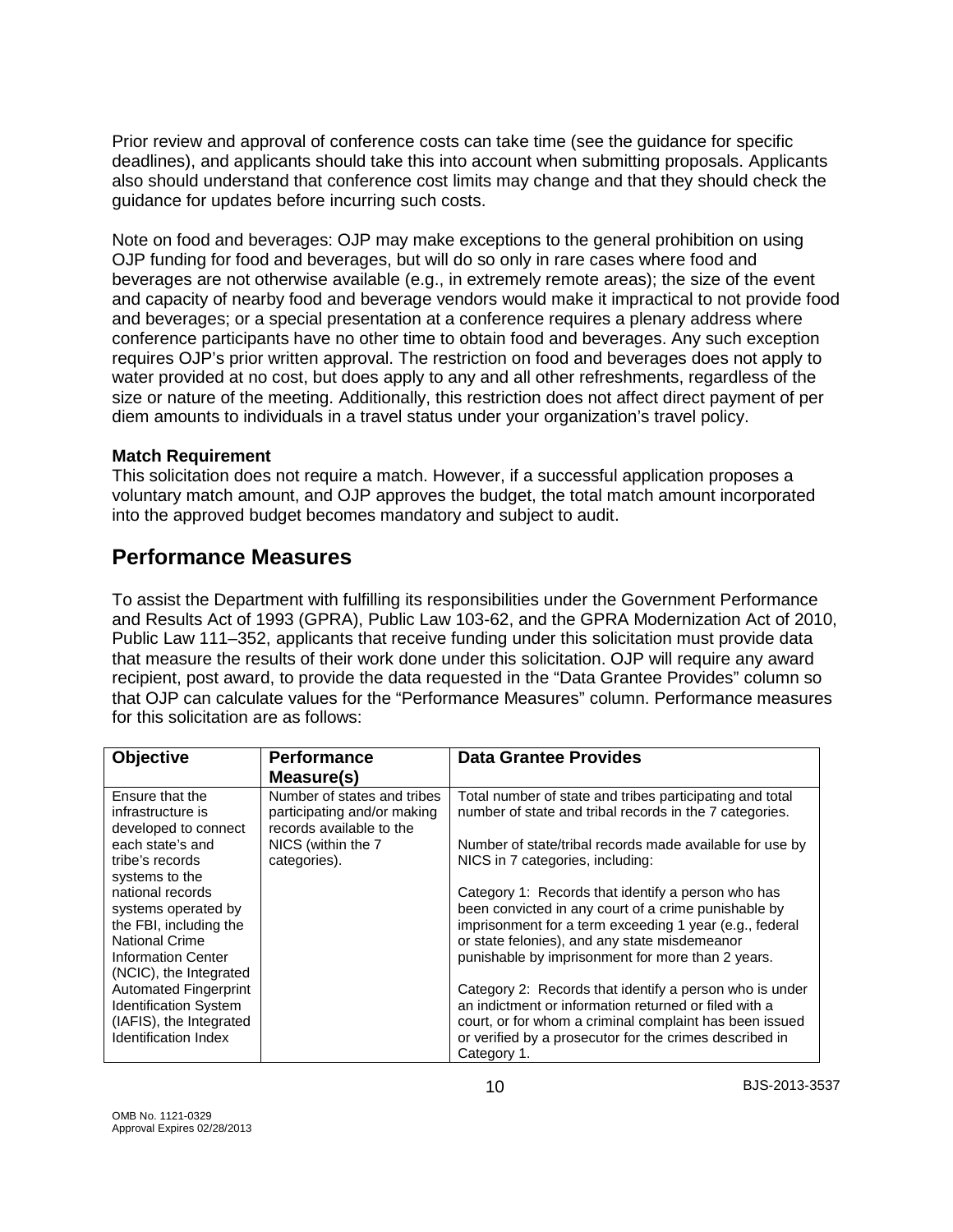Prior review and approval of conference costs can take time (see the guidance for specific deadlines), and applicants should take this into account when submitting proposals. Applicants also should understand that conference cost limits may change and that they should check the guidance for updates before incurring such costs.

Note on food and beverages: OJP may make exceptions to the general prohibition on using OJP funding for food and beverages, but will do so only in rare cases where food and beverages are not otherwise available (e.g., in extremely remote areas); the size of the event and capacity of nearby food and beverage vendors would make it impractical to not provide food and beverages; or a special presentation at a conference requires a plenary address where conference participants have no other time to obtain food and beverages. Any such exception requires OJP's prior written approval. The restriction on food and beverages does not apply to water provided at no cost, but does apply to any and all other refreshments, regardless of the size or nature of the meeting. Additionally, this restriction does not affect direct payment of per diem amounts to individuals in a travel status under your organization's travel policy.

**Match Requirement**
This solicitation does not require a match. However, if a successful application proposes a voluntary match amount, and OJP approves the budget, the total match amount incorporated into the approved budget becomes mandatory and subject to audit.

## Performance Measures

To assist the Department with fulfilling its responsibilities under the Government Performance and Results Act of 1993 (GPRA), Public Law 103-62, and the GPRA Modernization Act of 2010, Public Law 111–352, applicants that receive funding under this solicitation must provide data that measure the results of their work done under this solicitation. OJP will require any award recipient, post award, to provide the data requested in the "Data Grantee Provides" column so that OJP can calculate values for the "Performance Measures" column. Performance measures for this solicitation are as follows:

| Objective | Performance Measure(s) | Data Grantee Provides |
|---|---|---|
| Ensure that the infrastructure is developed to connect each state's and tribe's records systems to the national records systems operated by the FBI, including the National Crime Information Center (NCIC), the Integrated Automated Fingerprint Identification System (IAFIS), the Integrated Identification Index | Number of states and tribes participating and/or making records available to the NICS (within the 7 categories). | Total number of state and tribes participating and total number of state and tribal records in the 7 categories.<br><br>Number of state/tribal records made available for use by NICS in 7 categories, including:<br><br>Category 1: Records that identify a person who has been convicted in any court of a crime punishable by imprisonment for a term exceeding 1 year (e.g., federal or state felonies), and any state misdemeanor punishable by imprisonment for more than 2 years.<br><br>Category 2: Records that identify a person who is under an indictment or information returned or filed with a court, or for whom a criminal complaint has been issued or verified by a prosecutor for the crimes described in Category 1. |

OMB No. 1121-0329
Approval Expires 02/28/2013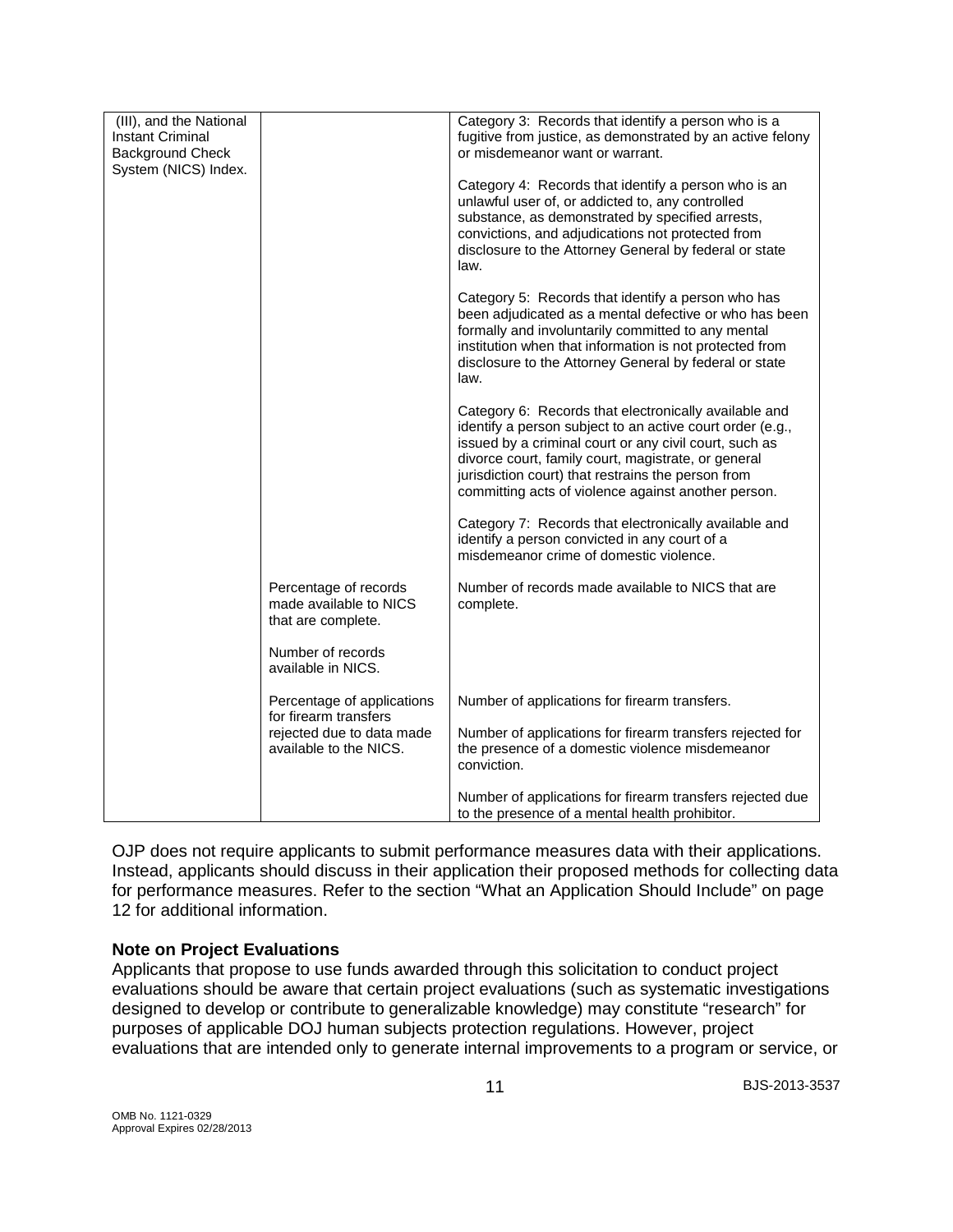| (III), and the National Instant Criminal Background Check System (NICS) Index. | | Category 3: Records that identify a person who is a fugitive from justice, as demonstrated by an active felony or misdemeanor want or warrant.<br><br>Category 4: Records that identify a person who is an unlawful user of, or addicted to, any controlled substance, as demonstrated by specified arrests, convictions, and adjudications not protected from disclosure to the Attorney General by federal or state law.<br><br>Category 5: Records that identify a person who has been adjudicated as a mental defective or who has been formally and involuntarily committed to any mental institution when that information is not protected from disclosure to the Attorney General by federal or state law.<br><br>Category 6: Records that electronically available and identify a person subject to an active court order (e.g., issued by a criminal court or any civil court, such as divorce court, family court, magistrate, or general jurisdiction court) that restrains the person from committing acts of violence against another person.<br><br>Category 7: Records that electronically available and identify a person convicted in any court of a misdemeanor crime of domestic violence. |
|---|---|---|
| | Percentage of records made available to NICS that are complete.<br><br>Number of records available in NICS. | Number of records made available to NICS that are complete. |
| | Percentage of applications for firearm transfers rejected due to data made available to the NICS. | Number of applications for firearm transfers.<br><br>Number of applications for firearm transfers rejected for the presence of a domestic violence misdemeanor conviction.<br><br>Number of applications for firearm transfers rejected due to the presence of a mental health prohibitor. |

OJP does not require applicants to submit performance measures data with their applications. Instead, applicants should discuss in their application their proposed methods for collecting data for performance measures. Refer to the section "What an Application Should Include" on page 12 for additional information.

**Note on Project Evaluations**

Applicants that propose to use funds awarded through this solicitation to conduct project evaluations should be aware that certain project evaluations (such as systematic investigations designed to develop or contribute to generalizable knowledge) may constitute "research" for purposes of applicable DOJ human subjects protection regulations. However, project evaluations that are intended only to generate internal improvements to a program or service, or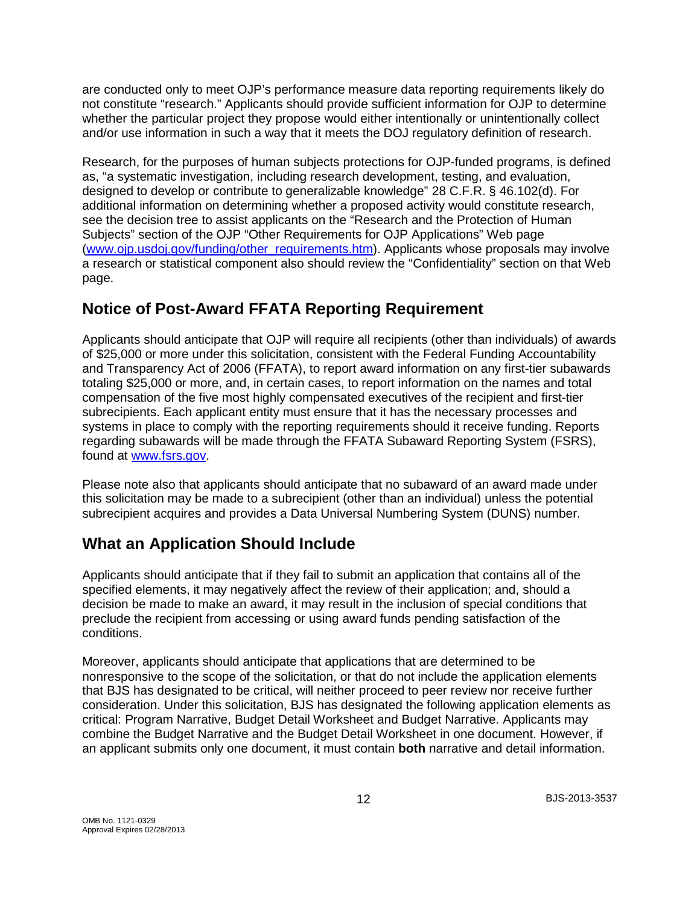are conducted only to meet OJP's performance measure data reporting requirements likely do not constitute "research." Applicants should provide sufficient information for OJP to determine whether the particular project they propose would either intentionally or unintentionally collect and/or use information in such a way that it meets the DOJ regulatory definition of research.

Research, for the purposes of human subjects protections for OJP-funded programs, is defined as, "a systematic investigation, including research development, testing, and evaluation, designed to develop or contribute to generalizable knowledge" 28 C.F.R. § 46.102(d). For additional information on determining whether a proposed activity would constitute research, see the decision tree to assist applicants on the "Research and the Protection of Human Subjects" section of the OJP "Other Requirements for OJP Applications" Web page ([www.ojp.usdoj.gov/funding/other_requirements.htm](www.ojp.usdoj.gov/funding/other_requirements.htm)). Applicants whose proposals may involve a research or statistical component also should review the "Confidentiality" section on that Web page.

## Notice of Post-Award FFATA Reporting Requirement

Applicants should anticipate that OJP will require all recipients (other than individuals) of awards of $25,000 or more under this solicitation, consistent with the Federal Funding Accountability and Transparency Act of 2006 (FFATA), to report award information on any first-tier subawards totaling $25,000 or more, and, in certain cases, to report information on the names and total compensation of the five most highly compensated executives of the recipient and first-tier subrecipients. Each applicant entity must ensure that it has the necessary processes and systems in place to comply with the reporting requirements should it receive funding. Reports regarding subawards will be made through the FFATA Subaward Reporting System (FSRS), found at [www.fsrs.gov](www.fsrs.gov).

Please note also that applicants should anticipate that no subaward of an award made under this solicitation may be made to a subrecipient (other than an individual) unless the potential subrecipient acquires and provides a Data Universal Numbering System (DUNS) number.

## What an Application Should Include

Applicants should anticipate that if they fail to submit an application that contains all of the specified elements, it may negatively affect the review of their application; and, should a decision be made to make an award, it may result in the inclusion of special conditions that preclude the recipient from accessing or using award funds pending satisfaction of the conditions.

Moreover, applicants should anticipate that applications that are determined to be nonresponsive to the scope of the solicitation, or that do not include the application elements that BJS has designated to be critical, will neither proceed to peer review nor receive further consideration. Under this solicitation, BJS has designated the following application elements as critical: Program Narrative, Budget Detail Worksheet and Budget Narrative. Applicants may combine the Budget Narrative and the Budget Detail Worksheet in one document. However, if an applicant submits only one document, it must contain **both** narrative and detail information.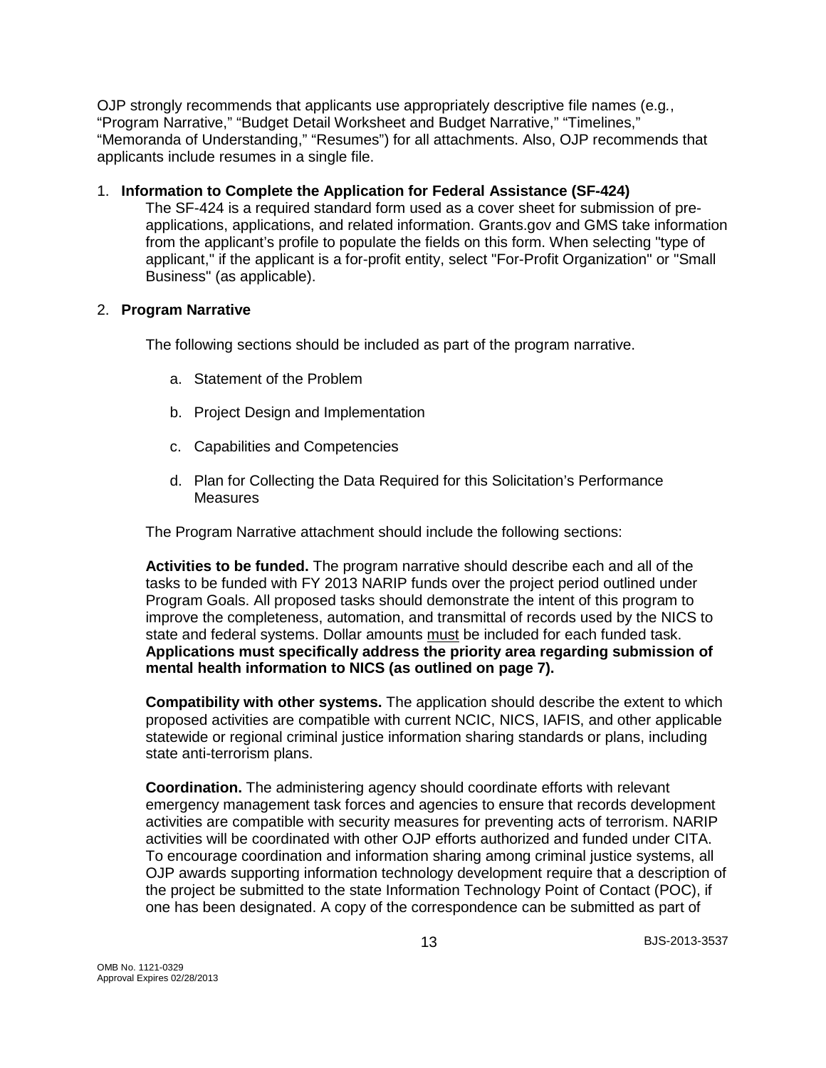OJP strongly recommends that applicants use appropriately descriptive file names (e.g., "Program Narrative," "Budget Detail Worksheet and Budget Narrative," "Timelines," "Memoranda of Understanding," "Resumes") for all attachments. Also, OJP recommends that applicants include resumes in a single file.

1. **Information to Complete the Application for Federal Assistance (SF-424)**

   The SF-424 is a required standard form used as a cover sheet for submission of pre-applications, applications, and related information. Grants.gov and GMS take information from the applicant's profile to populate the fields on this form. When selecting "type of applicant," if the applicant is a for-profit entity, select "For-Profit Organization" or "Small Business" (as applicable).

2. **Program Narrative**

   The following sections should be included as part of the program narrative.

   a. Statement of the Problem

   b. Project Design and Implementation

   c. Capabilities and Competencies

   d. Plan for Collecting the Data Required for this Solicitation's Performance Measures

   The Program Narrative attachment should include the following sections:

   **Activities to be funded.** The program narrative should describe each and all of the tasks to be funded with FY 2013 NARIP funds over the project period outlined under Program Goals. All proposed tasks should demonstrate the intent of this program to improve the completeness, automation, and transmittal of records used by the NICS to state and federal systems. Dollar amounts <u>must</u> be included for each funded task. **Applications must specifically address the priority area regarding submission of mental health information to NICS (as outlined on page 7).**

   **Compatibility with other systems.** The application should describe the extent to which proposed activities are compatible with current NCIC, NICS, IAFIS, and other applicable statewide or regional criminal justice information sharing standards or plans, including state anti-terrorism plans.

   **Coordination.** The administering agency should coordinate efforts with relevant emergency management task forces and agencies to ensure that records development activities are compatible with security measures for preventing acts of terrorism. NARIP activities will be coordinated with other OJP efforts authorized and funded under CITA. To encourage coordination and information sharing among criminal justice systems, all OJP awards supporting information technology development require that a description of the project be submitted to the state Information Technology Point of Contact (POC), if one has been designated. A copy of the correspondence can be submitted as part of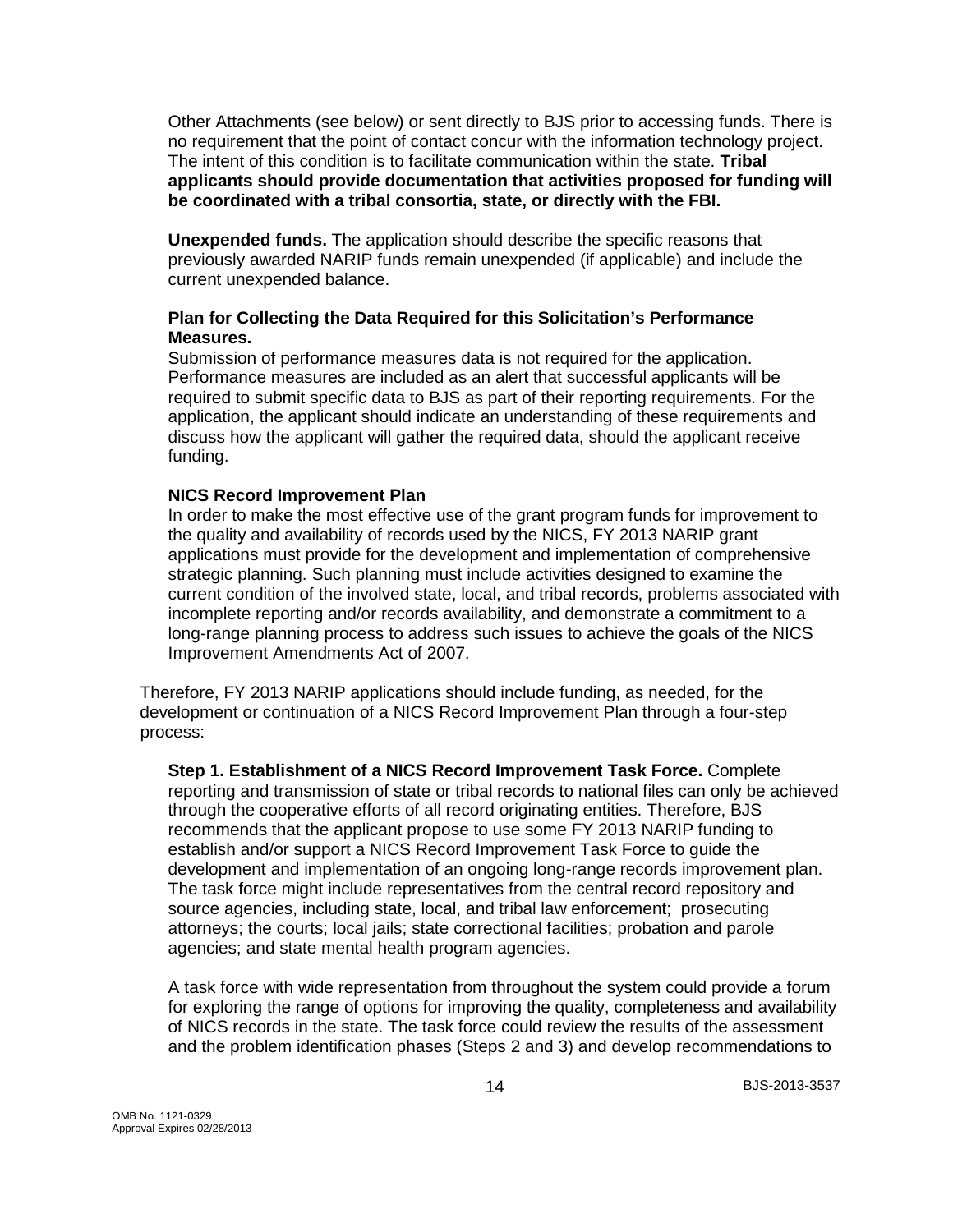Other Attachments (see below) or sent directly to BJS prior to accessing funds. There is no requirement that the point of contact concur with the information technology project. The intent of this condition is to facilitate communication within the state. **Tribal applicants should provide documentation that activities proposed for funding will be coordinated with a tribal consortia, state, or directly with the FBI.**

**Unexpended funds.** The application should describe the specific reasons that previously awarded NARIP funds remain unexpended (if applicable) and include the current unexpended balance.

**Plan for Collecting the Data Required for this Solicitation's Performance Measures.**

Submission of performance measures data is not required for the application. Performance measures are included as an alert that successful applicants will be required to submit specific data to BJS as part of their reporting requirements. For the application, the applicant should indicate an understanding of these requirements and discuss how the applicant will gather the required data, should the applicant receive funding.

**NICS Record Improvement Plan**

In order to make the most effective use of the grant program funds for improvement to the quality and availability of records used by the NICS, FY 2013 NARIP grant applications must provide for the development and implementation of comprehensive strategic planning. Such planning must include activities designed to examine the current condition of the involved state, local, and tribal records, problems associated with incomplete reporting and/or records availability, and demonstrate a commitment to a long-range planning process to address such issues to achieve the goals of the NICS Improvement Amendments Act of 2007.

Therefore, FY 2013 NARIP applications should include funding, as needed, for the development or continuation of a NICS Record Improvement Plan through a four-step process:

**Step 1. Establishment of a NICS Record Improvement Task Force.** Complete reporting and transmission of state or tribal records to national files can only be achieved through the cooperative efforts of all record originating entities. Therefore, BJS recommends that the applicant propose to use some FY 2013 NARIP funding to establish and/or support a NICS Record Improvement Task Force to guide the development and implementation of an ongoing long-range records improvement plan. The task force might include representatives from the central record repository and source agencies, including state, local, and tribal law enforcement; prosecuting attorneys; the courts; local jails; state correctional facilities; probation and parole agencies; and state mental health program agencies.

A task force with wide representation from throughout the system could provide a forum for exploring the range of options for improving the quality, completeness and availability of NICS records in the state. The task force could review the results of the assessment and the problem identification phases (Steps 2 and 3) and develop recommendations to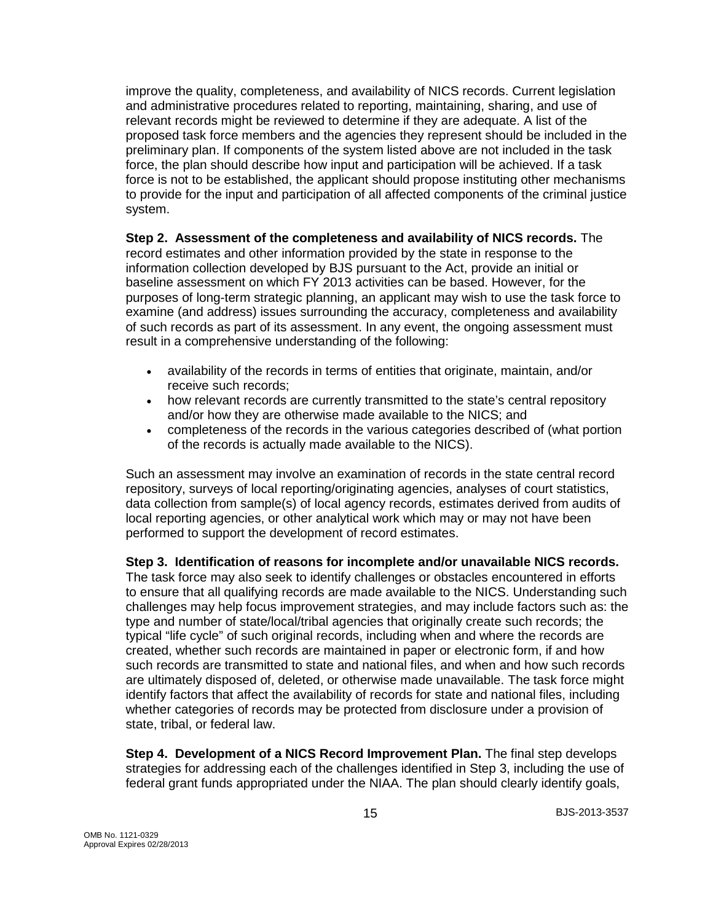improve the quality, completeness, and availability of NICS records. Current legislation and administrative procedures related to reporting, maintaining, sharing, and use of relevant records might be reviewed to determine if they are adequate. A list of the proposed task force members and the agencies they represent should be included in the preliminary plan. If components of the system listed above are not included in the task force, the plan should describe how input and participation will be achieved. If a task force is not to be established, the applicant should propose instituting other mechanisms to provide for the input and participation of all affected components of the criminal justice system.

**Step 2. Assessment of the completeness and availability of NICS records.** The record estimates and other information provided by the state in response to the information collection developed by BJS pursuant to the Act, provide an initial or baseline assessment on which FY 2013 activities can be based. However, for the purposes of long-term strategic planning, an applicant may wish to use the task force to examine (and address) issues surrounding the accuracy, completeness and availability of such records as part of its assessment. In any event, the ongoing assessment must result in a comprehensive understanding of the following:

- availability of the records in terms of entities that originate, maintain, and/or receive such records;
- how relevant records are currently transmitted to the state's central repository and/or how they are otherwise made available to the NICS; and
- completeness of the records in the various categories described of (what portion of the records is actually made available to the NICS).

Such an assessment may involve an examination of records in the state central record repository, surveys of local reporting/originating agencies, analyses of court statistics, data collection from sample(s) of local agency records, estimates derived from audits of local reporting agencies, or other analytical work which may or may not have been performed to support the development of record estimates.

**Step 3. Identification of reasons for incomplete and/or unavailable NICS records.** The task force may also seek to identify challenges or obstacles encountered in efforts to ensure that all qualifying records are made available to the NICS. Understanding such challenges may help focus improvement strategies, and may include factors such as: the type and number of state/local/tribal agencies that originally create such records; the typical "life cycle" of such original records, including when and where the records are created, whether such records are maintained in paper or electronic form, if and how such records are transmitted to state and national files, and when and how such records are ultimately disposed of, deleted, or otherwise made unavailable. The task force might identify factors that affect the availability of records for state and national files, including whether categories of records may be protected from disclosure under a provision of state, tribal, or federal law.

**Step 4. Development of a NICS Record Improvement Plan.** The final step develops strategies for addressing each of the challenges identified in Step 3, including the use of federal grant funds appropriated under the NIAA. The plan should clearly identify goals,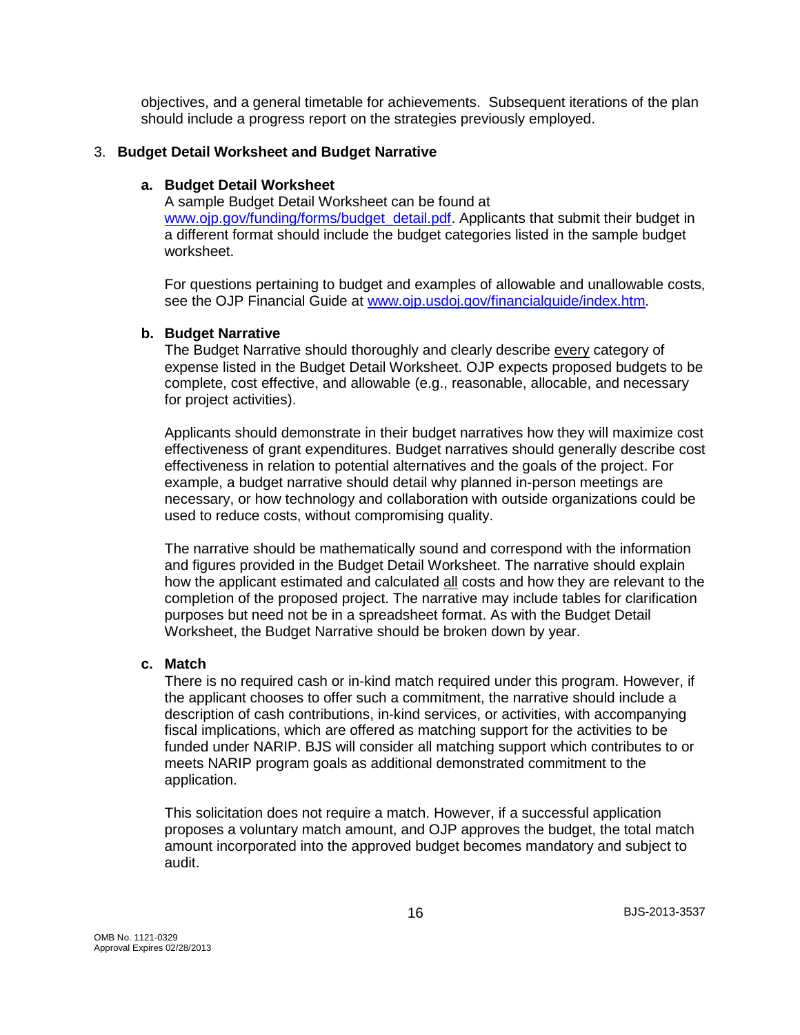objectives, and a general timetable for achievements. Subsequent iterations of the plan should include a progress report on the strategies previously employed.

3. **Budget Detail Worksheet and Budget Narrative**

   **a. Budget Detail Worksheet**
   A sample Budget Detail Worksheet can be found at [www.ojp.gov/funding/forms/budget_detail.pdf](www.ojp.gov/funding/forms/budget_detail.pdf). Applicants that submit their budget in a different format should include the budget categories listed in the sample budget worksheet.

   For questions pertaining to budget and examples of allowable and unallowable costs, see the OJP Financial Guide at [www.ojp.usdoj.gov/financialguide/index.htm](www.ojp.usdoj.gov/financialguide/index.htm).

   **b. Budget Narrative**
   The Budget Narrative should thoroughly and clearly describe <u>every</u> category of expense listed in the Budget Detail Worksheet. OJP expects proposed budgets to be complete, cost effective, and allowable (e.g., reasonable, allocable, and necessary for project activities).

   Applicants should demonstrate in their budget narratives how they will maximize cost effectiveness of grant expenditures. Budget narratives should generally describe cost effectiveness in relation to potential alternatives and the goals of the project. For example, a budget narrative should detail why planned in-person meetings are necessary, or how technology and collaboration with outside organizations could be used to reduce costs, without compromising quality.

   The narrative should be mathematically sound and correspond with the information and figures provided in the Budget Detail Worksheet. The narrative should explain how the applicant estimated and calculated <u>all</u> costs and how they are relevant to the completion of the proposed project. The narrative may include tables for clarification purposes but need not be in a spreadsheet format. As with the Budget Detail Worksheet, the Budget Narrative should be broken down by year.

   **c. Match**
   There is no required cash or in-kind match required under this program. However, if the applicant chooses to offer such a commitment, the narrative should include a description of cash contributions, in-kind services, or activities, with accompanying fiscal implications, which are offered as matching support for the activities to be funded under NARIP. BJS will consider all matching support which contributes to or meets NARIP program goals as additional demonstrated commitment to the application.

   This solicitation does not require a match. However, if a successful application proposes a voluntary match amount, and OJP approves the budget, the total match amount incorporated into the approved budget becomes mandatory and subject to audit.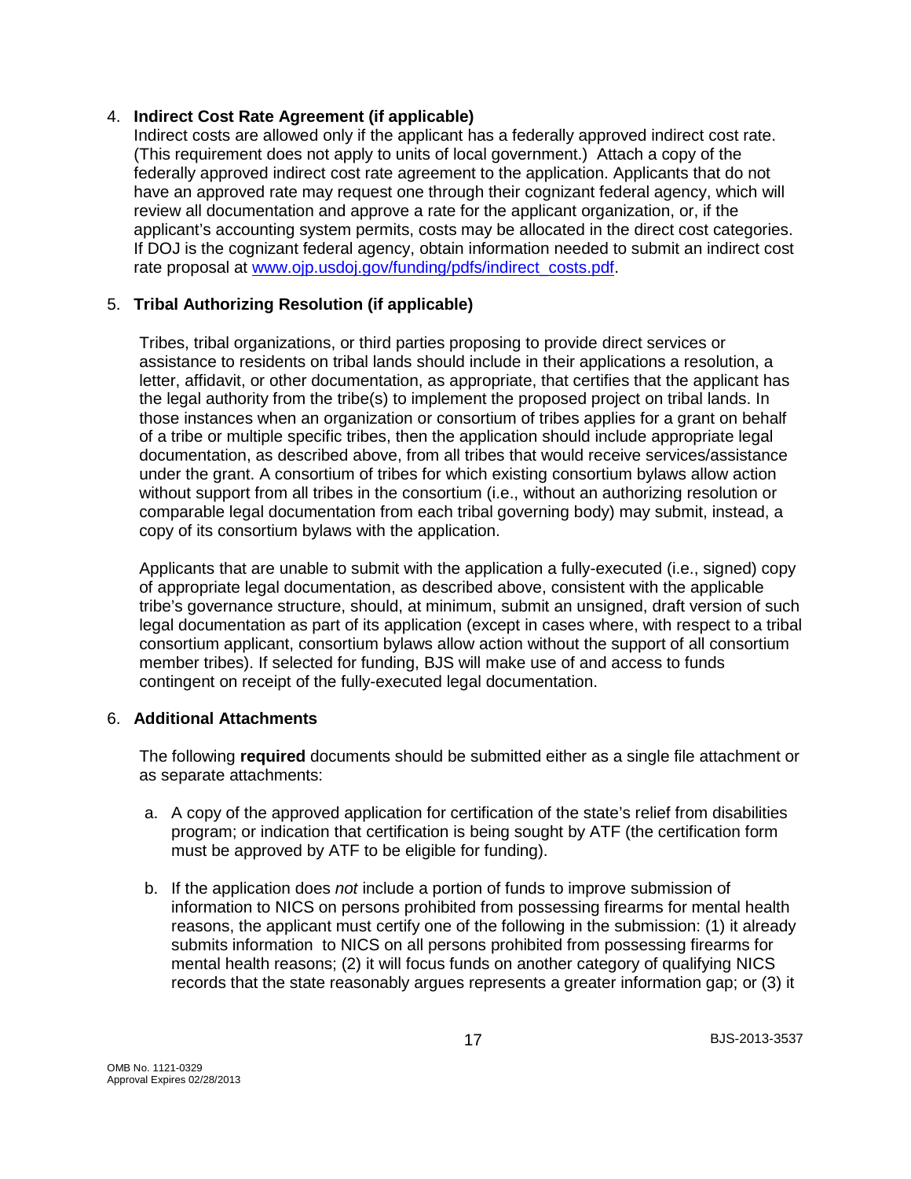4. **Indirect Cost Rate Agreement (if applicable)**
   Indirect costs are allowed only if the applicant has a federally approved indirect cost rate. (This requirement does not apply to units of local government.) Attach a copy of the federally approved indirect cost rate agreement to the application. Applicants that do not have an approved rate may request one through their cognizant federal agency, which will review all documentation and approve a rate for the applicant organization, or, if the applicant's accounting system permits, costs may be allocated in the direct cost categories. If DOJ is the cognizant federal agency, obtain information needed to submit an indirect cost rate proposal at [www.ojp.usdoj.gov/funding/pdfs/indirect_costs.pdf](www.ojp.usdoj.gov/funding/pdfs/indirect_costs.pdf).

5. **Tribal Authorizing Resolution (if applicable)**

   Tribes, tribal organizations, or third parties proposing to provide direct services or assistance to residents on tribal lands should include in their applications a resolution, a letter, affidavit, or other documentation, as appropriate, that certifies that the applicant has the legal authority from the tribe(s) to implement the proposed project on tribal lands. In those instances when an organization or consortium of tribes applies for a grant on behalf of a tribe or multiple specific tribes, then the application should include appropriate legal documentation, as described above, from all tribes that would receive services/assistance under the grant. A consortium of tribes for which existing consortium bylaws allow action without support from all tribes in the consortium (i.e., without an authorizing resolution or comparable legal documentation from each tribal governing body) may submit, instead, a copy of its consortium bylaws with the application.

   Applicants that are unable to submit with the application a fully-executed (i.e., signed) copy of appropriate legal documentation, as described above, consistent with the applicable tribe's governance structure, should, at minimum, submit an unsigned, draft version of such legal documentation as part of its application (except in cases where, with respect to a tribal consortium applicant, consortium bylaws allow action without the support of all consortium member tribes). If selected for funding, BJS will make use of and access to funds contingent on receipt of the fully-executed legal documentation.

6. **Additional Attachments**

   The following **required** documents should be submitted either as a single file attachment or as separate attachments:

   a. A copy of the approved application for certification of the state's relief from disabilities program; or indication that certification is being sought by ATF (the certification form must be approved by ATF to be eligible for funding).

   b. If the application does *not* include a portion of funds to improve submission of information to NICS on persons prohibited from possessing firearms for mental health reasons, the applicant must certify one of the following in the submission: (1) it already submits information to NICS on all persons prohibited from possessing firearms for mental health reasons; (2) it will focus funds on another category of qualifying NICS records that the state reasonably argues represents a greater information gap; or (3) it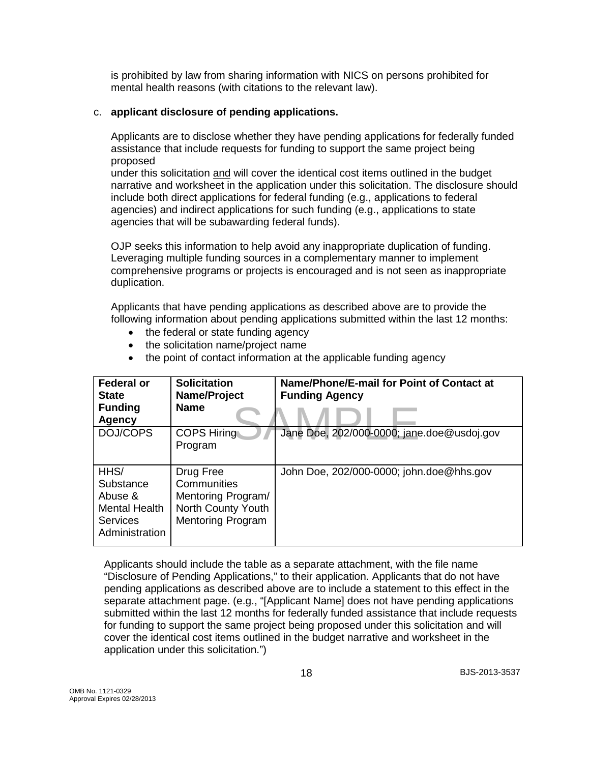is prohibited by law from sharing information with NICS on persons prohibited for mental health reasons (with citations to the relevant law).

c. **applicant disclosure of pending applications.**

Applicants are to disclose whether they have pending applications for federally funded assistance that include requests for funding to support the same project being proposed under this solicitation and will cover the identical cost items outlined in the budget narrative and worksheet in the application under this solicitation. The disclosure should include both direct applications for federal funding (e.g., applications to federal agencies) and indirect applications for such funding (e.g., applications to state agencies that will be subawarding federal funds).

OJP seeks this information to help avoid any inappropriate duplication of funding. Leveraging multiple funding sources in a complementary manner to implement comprehensive programs or projects is encouraged and is not seen as inappropriate duplication.

Applicants that have pending applications as described above are to provide the following information about pending applications submitted within the last 12 months:

- the federal or state funding agency
- the solicitation name/project name
- the point of contact information at the applicable funding agency

| Federal or State Funding Agency | Solicitation Name/Project Name | Name/Phone/E-mail for Point of Contact at Funding Agency |
|---|---|---|
| DOJ/COPS | COPS Hiring Program | Jane Doe, 202/000-0000; jane.doe@usdoj.gov |
| HHS/ Substance Abuse & Mental Health Services Administration | Drug Free Communities Mentoring Program/ North County Youth Mentoring Program | John Doe, 202/000-0000; john.doe@hhs.gov |

SAMPLE

Applicants should include the table as a separate attachment, with the file name "Disclosure of Pending Applications," to their application. Applicants that do not have pending applications as described above are to include a statement to this effect in the separate attachment page. (e.g., "[Applicant Name] does not have pending applications submitted within the last 12 months for federally funded assistance that include requests for funding to support the same project being proposed under this solicitation and will cover the identical cost items outlined in the budget narrative and worksheet in the application under this solicitation.")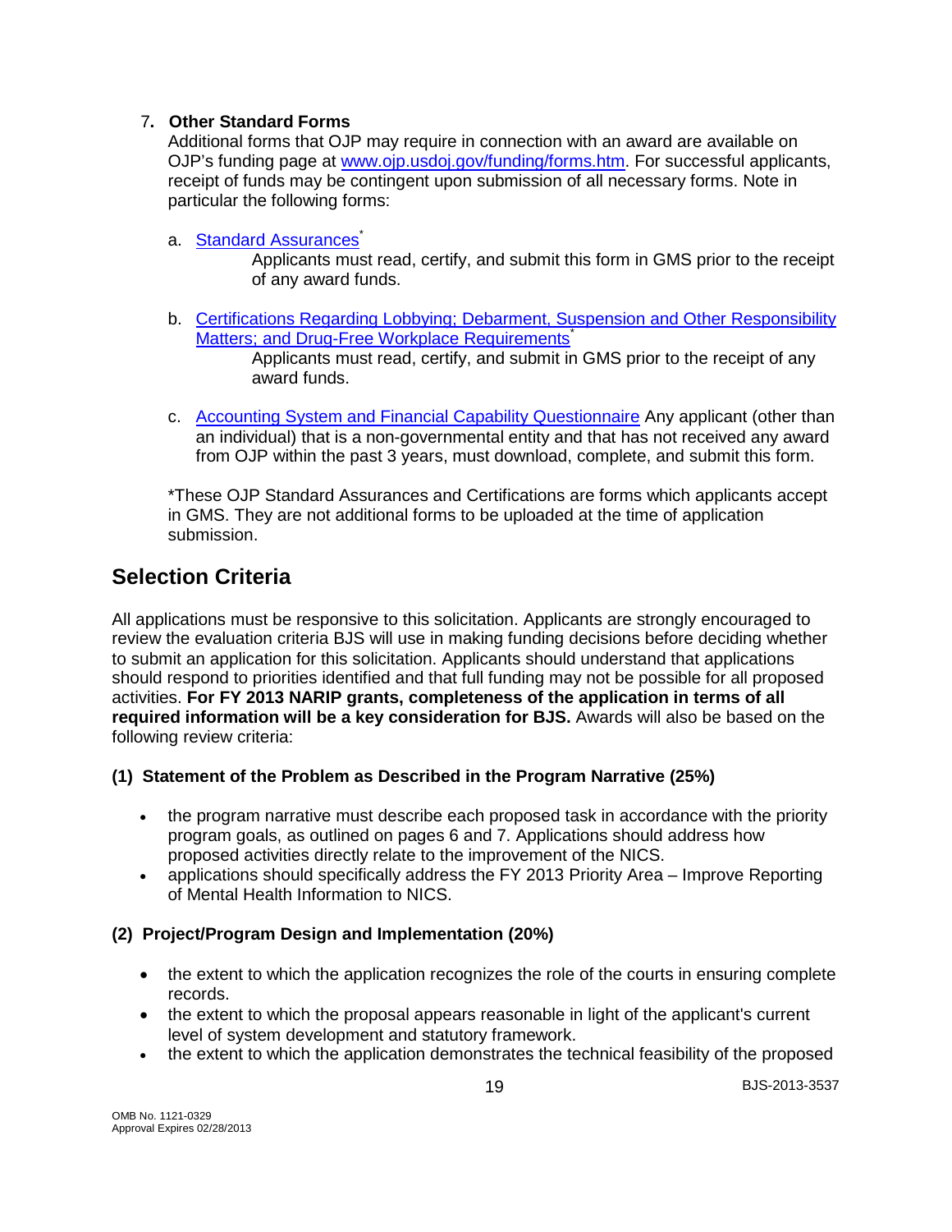7. **Other Standard Forms**
   Additional forms that OJP may require in connection with an award are available on OJP's funding page at www.ojp.usdoj.gov/funding/forms.htm. For successful applicants, receipt of funds may be contingent upon submission of all necessary forms. Note in particular the following forms:

   a. Standard Assurances*
      Applicants must read, certify, and submit this form in GMS prior to the receipt of any award funds.

   b. Certifications Regarding Lobbying; Debarment, Suspension and Other Responsibility Matters; and Drug-Free Workplace Requirements*
      Applicants must read, certify, and submit in GMS prior to the receipt of any award funds.

   c. Accounting System and Financial Capability Questionnaire Any applicant (other than an individual) that is a non-governmental entity and that has not received any award from OJP within the past 3 years, must download, complete, and submit this form.

   *These OJP Standard Assurances and Certifications are forms which applicants accept in GMS. They are not additional forms to be uploaded at the time of application submission.

## Selection Criteria

All applications must be responsive to this solicitation. Applicants are strongly encouraged to review the evaluation criteria BJS will use in making funding decisions before deciding whether to submit an application for this solicitation. Applicants should understand that applications should respond to priorities identified and that full funding may not be possible for all proposed activities. **For FY 2013 NARIP grants, completeness of the application in terms of all required information will be a key consideration for BJS.** Awards will also be based on the following review criteria:

**(1) Statement of the Problem as Described in the Program Narrative (25%)**

- the program narrative must describe each proposed task in accordance with the priority program goals, as outlined on pages 6 and 7. Applications should address how proposed activities directly relate to the improvement of the NICS.
- applications should specifically address the FY 2013 Priority Area – Improve Reporting of Mental Health Information to NICS.

**(2) Project/Program Design and Implementation (20%)**

- the extent to which the application recognizes the role of the courts in ensuring complete records.
- the extent to which the proposal appears reasonable in light of the applicant's current level of system development and statutory framework.
- the extent to which the application demonstrates the technical feasibility of the proposed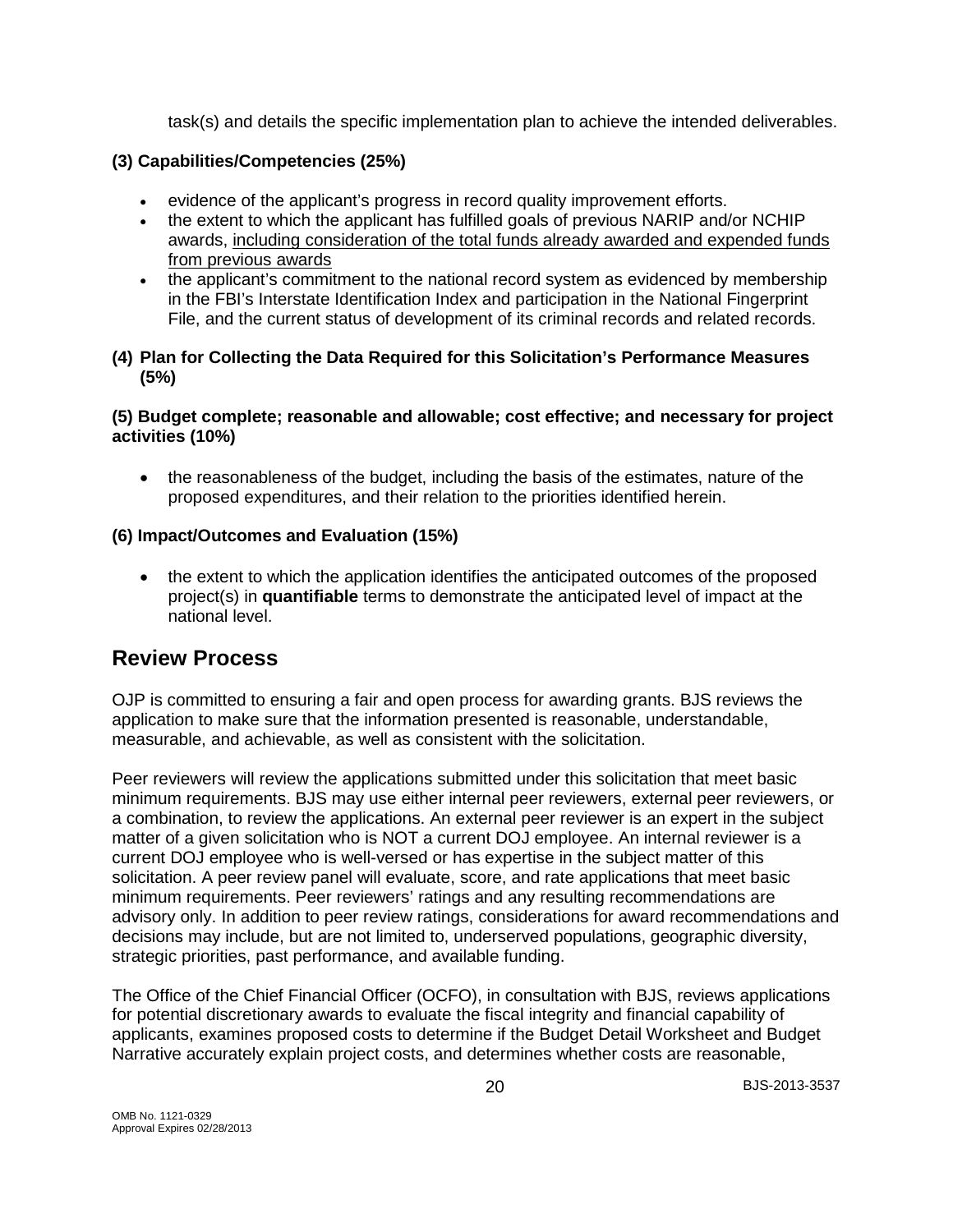task(s) and details the specific implementation plan to achieve the intended deliverables.

**(3) Capabilities/Competencies (25%)**

- evidence of the applicant's progress in record quality improvement efforts.
- the extent to which the applicant has fulfilled goals of previous NARIP and/or NCHIP awards, <u>including consideration of the total funds already awarded and expended funds from previous awards</u>
- the applicant's commitment to the national record system as evidenced by membership in the FBI's Interstate Identification Index and participation in the National Fingerprint File, and the current status of development of its criminal records and related records.

**(4) Plan for Collecting the Data Required for this Solicitation's Performance Measures (5%)**

**(5) Budget complete; reasonable and allowable; cost effective; and necessary for project activities (10%)**

- the reasonableness of the budget, including the basis of the estimates, nature of the proposed expenditures, and their relation to the priorities identified herein.

**(6) Impact/Outcomes and Evaluation (15%)**

- the extent to which the application identifies the anticipated outcomes of the proposed project(s) in **quantifiable** terms to demonstrate the anticipated level of impact at the national level.

## Review Process

OJP is committed to ensuring a fair and open process for awarding grants. BJS reviews the application to make sure that the information presented is reasonable, understandable, measurable, and achievable, as well as consistent with the solicitation.

Peer reviewers will review the applications submitted under this solicitation that meet basic minimum requirements. BJS may use either internal peer reviewers, external peer reviewers, or a combination, to review the applications. An external peer reviewer is an expert in the subject matter of a given solicitation who is NOT a current DOJ employee. An internal reviewer is a current DOJ employee who is well-versed or has expertise in the subject matter of this solicitation. A peer review panel will evaluate, score, and rate applications that meet basic minimum requirements. Peer reviewers' ratings and any resulting recommendations are advisory only. In addition to peer review ratings, considerations for award recommendations and decisions may include, but are not limited to, underserved populations, geographic diversity, strategic priorities, past performance, and available funding.

The Office of the Chief Financial Officer (OCFO), in consultation with BJS, reviews applications for potential discretionary awards to evaluate the fiscal integrity and financial capability of applicants, examines proposed costs to determine if the Budget Detail Worksheet and Budget Narrative accurately explain project costs, and determines whether costs are reasonable,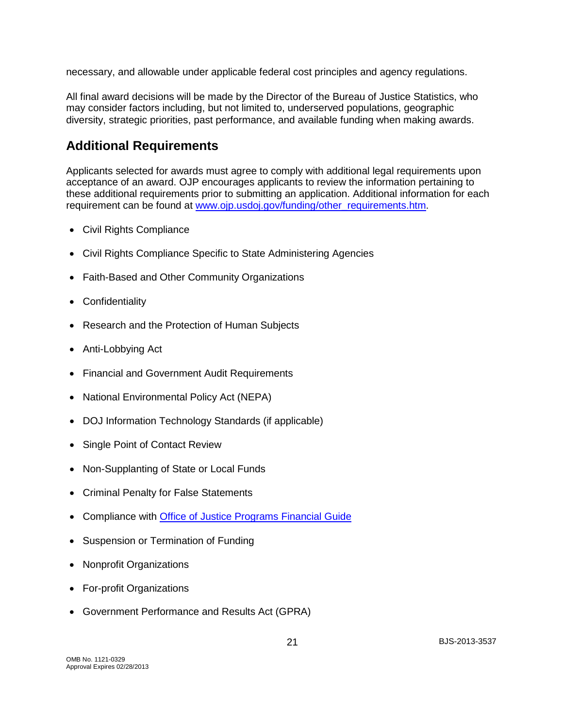necessary, and allowable under applicable federal cost principles and agency regulations.

All final award decisions will be made by the Director of the Bureau of Justice Statistics, who may consider factors including, but not limited to, underserved populations, geographic diversity, strategic priorities, past performance, and available funding when making awards.

## Additional Requirements

Applicants selected for awards must agree to comply with additional legal requirements upon acceptance of an award. OJP encourages applicants to review the information pertaining to these additional requirements prior to submitting an application. Additional information for each requirement can be found at [www.ojp.usdoj.gov/funding/other_requirements.htm](http://www.ojp.usdoj.gov/funding/other_requirements.htm).

- Civil Rights Compliance
- Civil Rights Compliance Specific to State Administering Agencies
- Faith-Based and Other Community Organizations
- Confidentiality
- Research and the Protection of Human Subjects
- Anti-Lobbying Act
- Financial and Government Audit Requirements
- National Environmental Policy Act (NEPA)
- DOJ Information Technology Standards (if applicable)
- Single Point of Contact Review
- Non-Supplanting of State or Local Funds
- Criminal Penalty for False Statements
- Compliance with Office of Justice Programs Financial Guide
- Suspension or Termination of Funding
- Nonprofit Organizations
- For-profit Organizations
- Government Performance and Results Act (GPRA)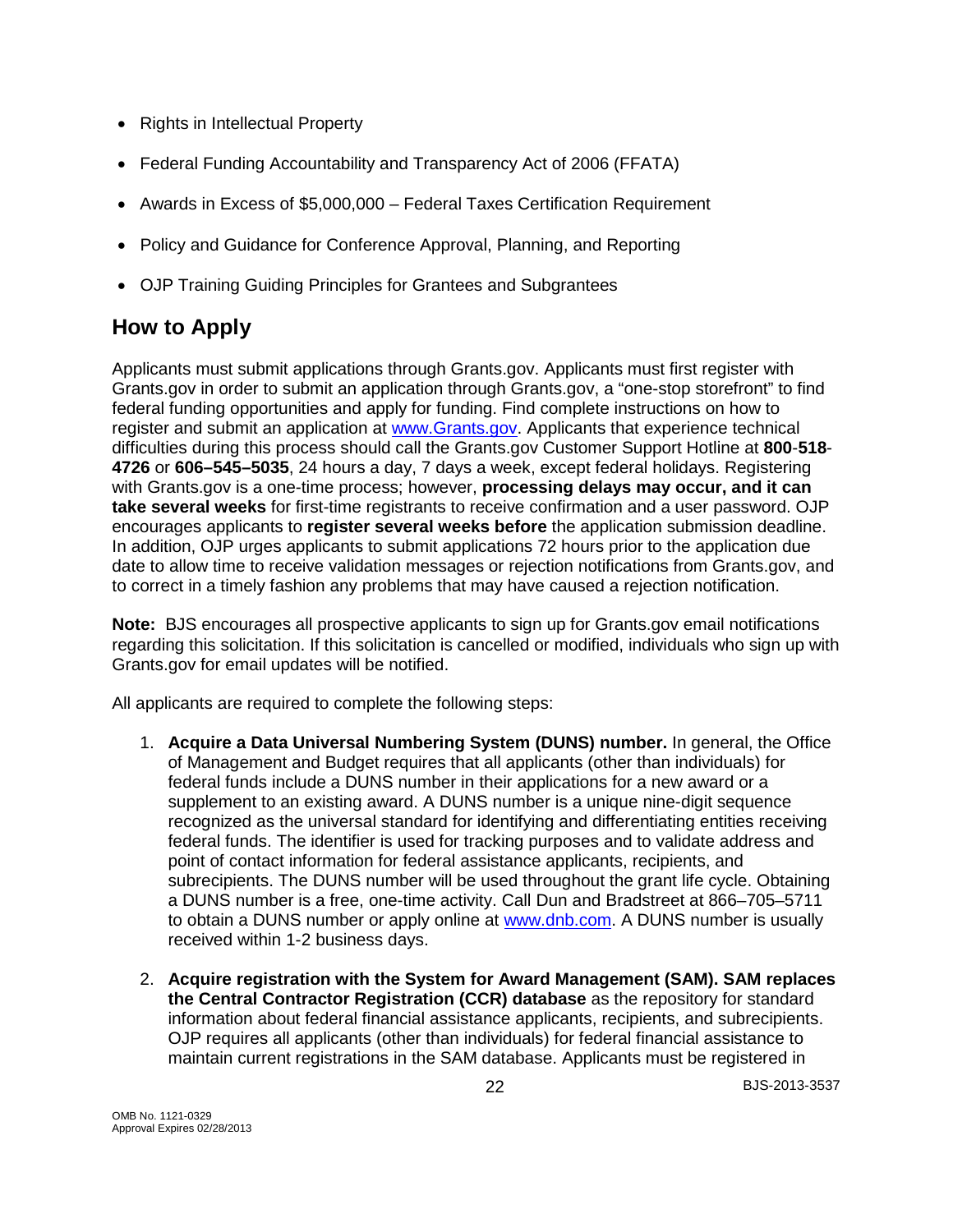- Rights in Intellectual Property
- Federal Funding Accountability and Transparency Act of 2006 (FFATA)
- Awards in Excess of $5,000,000 – Federal Taxes Certification Requirement
- Policy and Guidance for Conference Approval, Planning, and Reporting
- OJP Training Guiding Principles for Grantees and Subgrantees

## How to Apply

Applicants must submit applications through Grants.gov. Applicants must first register with Grants.gov in order to submit an application through Grants.gov, a "one-stop storefront" to find federal funding opportunities and apply for funding. Find complete instructions on how to register and submit an application at [www.Grants.gov](http://www.Grants.gov). Applicants that experience technical difficulties during this process should call the Grants.gov Customer Support Hotline at **800**-**518**-**4726** or **606–545–5035**, 24 hours a day, 7 days a week, except federal holidays. Registering with Grants.gov is a one-time process; however, **processing delays may occur, and it can take several weeks** for first-time registrants to receive confirmation and a user password. OJP encourages applicants to **register several weeks before** the application submission deadline. In addition, OJP urges applicants to submit applications 72 hours prior to the application due date to allow time to receive validation messages or rejection notifications from Grants.gov, and to correct in a timely fashion any problems that may have caused a rejection notification.

**Note:** BJS encourages all prospective applicants to sign up for Grants.gov email notifications regarding this solicitation. If this solicitation is cancelled or modified, individuals who sign up with Grants.gov for email updates will be notified.

All applicants are required to complete the following steps:

1. **Acquire a Data Universal Numbering System (DUNS) number.** In general, the Office of Management and Budget requires that all applicants (other than individuals) for federal funds include a DUNS number in their applications for a new award or a supplement to an existing award. A DUNS number is a unique nine-digit sequence recognized as the universal standard for identifying and differentiating entities receiving federal funds. The identifier is used for tracking purposes and to validate address and point of contact information for federal assistance applicants, recipients, and subrecipients. The DUNS number will be used throughout the grant life cycle. Obtaining a DUNS number is a free, one-time activity. Call Dun and Bradstreet at 866–705–5711 to obtain a DUNS number or apply online at [www.dnb.com](http://www.dnb.com). A DUNS number is usually received within 1-2 business days.

2. **Acquire registration with the System for Award Management (SAM). SAM replaces the Central Contractor Registration (CCR) database** as the repository for standard information about federal financial assistance applicants, recipients, and subrecipients. OJP requires all applicants (other than individuals) for federal financial assistance to maintain current registrations in the SAM database. Applicants must be registered in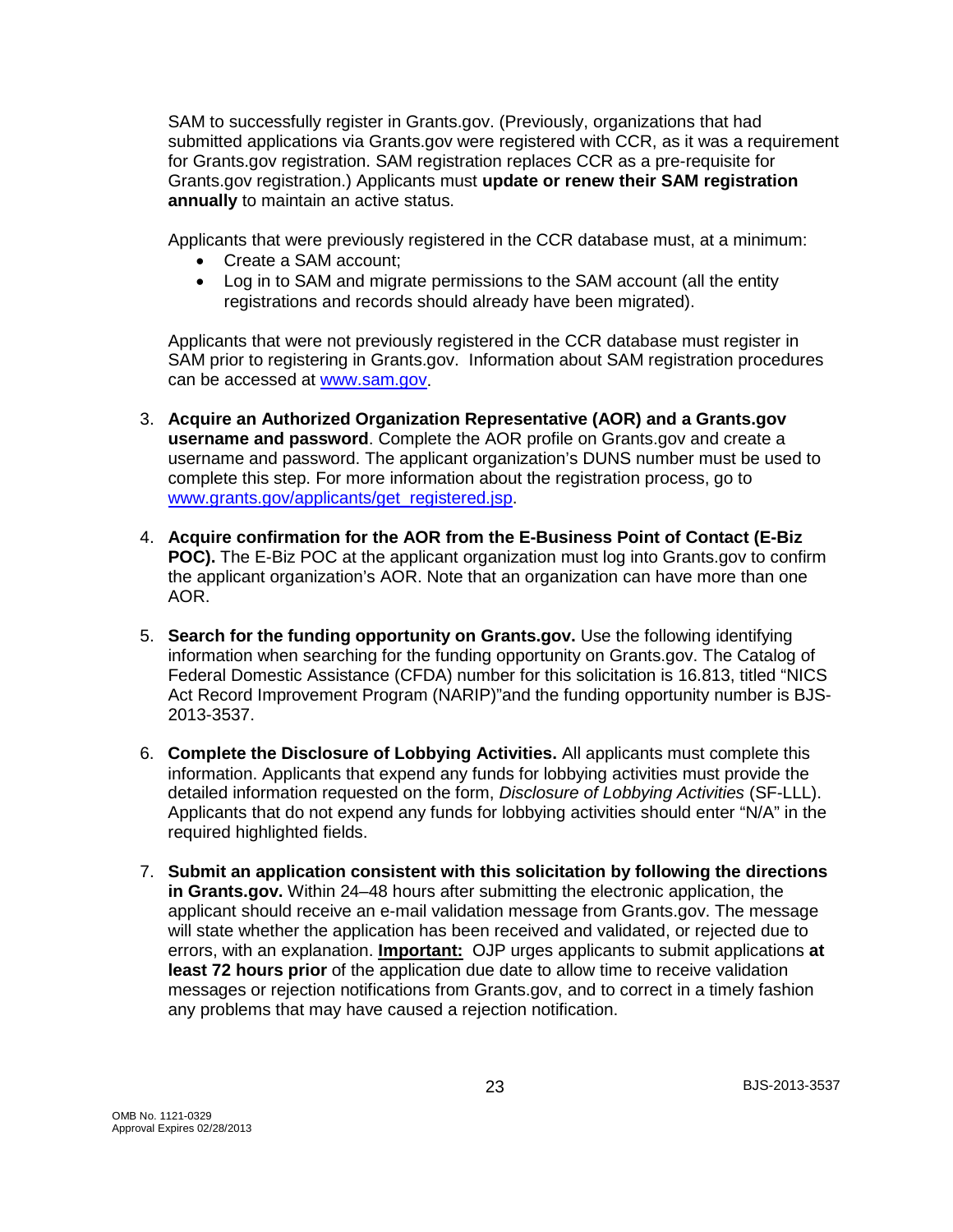SAM to successfully register in Grants.gov. (Previously, organizations that had submitted applications via Grants.gov were registered with CCR, as it was a requirement for Grants.gov registration. SAM registration replaces CCR as a pre-requisite for Grants.gov registration.) Applicants must **update or renew their SAM registration annually** to maintain an active status.

Applicants that were previously registered in the CCR database must, at a minimum:

- Create a SAM account;
- Log in to SAM and migrate permissions to the SAM account (all the entity registrations and records should already have been migrated).

Applicants that were not previously registered in the CCR database must register in SAM prior to registering in Grants.gov. Information about SAM registration procedures can be accessed at [www.sam.gov](www.sam.gov).

3. **Acquire an Authorized Organization Representative (AOR) and a Grants.gov username and password**. Complete the AOR profile on Grants.gov and create a username and password. The applicant organization's DUNS number must be used to complete this step. For more information about the registration process, go to [www.grants.gov/applicants/get_registered.jsp](www.grants.gov/applicants/get_registered.jsp).

4. **Acquire confirmation for the AOR from the E-Business Point of Contact (E-Biz POC).** The E-Biz POC at the applicant organization must log into Grants.gov to confirm the applicant organization's AOR. Note that an organization can have more than one AOR.

5. **Search for the funding opportunity on Grants.gov.** Use the following identifying information when searching for the funding opportunity on Grants.gov. The Catalog of Federal Domestic Assistance (CFDA) number for this solicitation is 16.813, titled "NICS Act Record Improvement Program (NARIP)"and the funding opportunity number is BJS-2013-3537.

6. **Complete the Disclosure of Lobbying Activities.** All applicants must complete this information. Applicants that expend any funds for lobbying activities must provide the detailed information requested on the form, *Disclosure of Lobbying Activities* (SF-LLL). Applicants that do not expend any funds for lobbying activities should enter "N/A" in the required highlighted fields.

7. **Submit an application consistent with this solicitation by following the directions in Grants.gov.** Within 24–48 hours after submitting the electronic application, the applicant should receive an e-mail validation message from Grants.gov. The message will state whether the application has been received and validated, or rejected due to errors, with an explanation. **Important:** OJP urges applicants to submit applications **at least 72 hours prior** of the application due date to allow time to receive validation messages or rejection notifications from Grants.gov, and to correct in a timely fashion any problems that may have caused a rejection notification.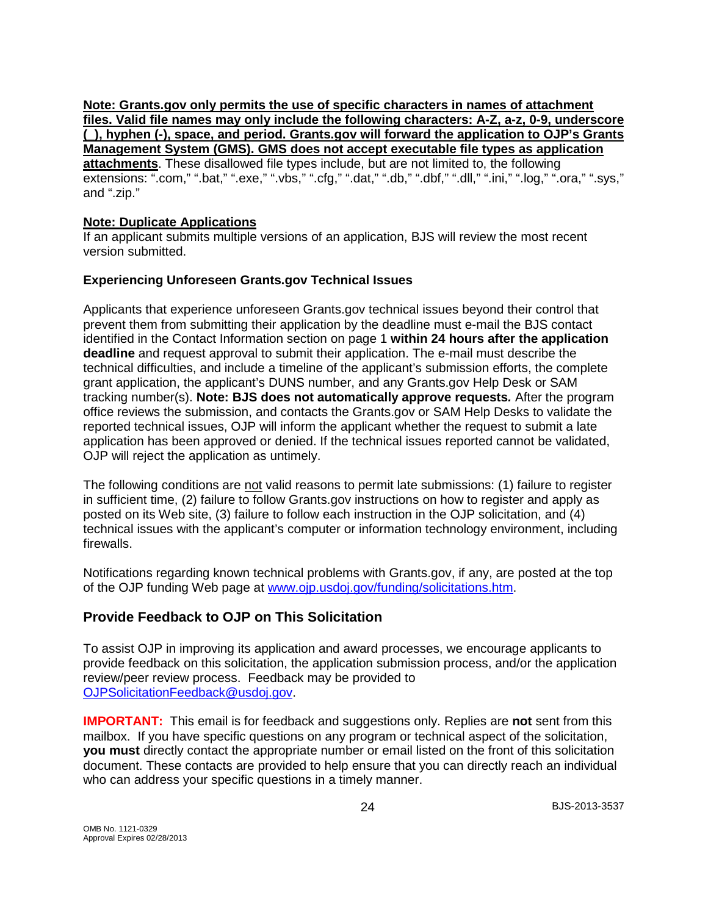**Note: Grants.gov only permits the use of specific characters in names of attachment files. Valid file names may only include the following characters: A-Z, a-z, 0-9, underscore (_), hyphen (-), space, and period. Grants.gov will forward the application to OJP's Grants Management System (GMS). GMS does not accept executable file types as application attachments**. These disallowed file types include, but are not limited to, the following extensions: ".com," ".bat," ".exe," ".vbs," ".cfg," ".dat," ".db," ".dbf," ".dll," ".ini," ".log," ".ora," ".sys," and ".zip."

**Note: Duplicate Applications**

If an applicant submits multiple versions of an application, BJS will review the most recent version submitted.

**Experiencing Unforeseen Grants.gov Technical Issues**

Applicants that experience unforeseen Grants.gov technical issues beyond their control that prevent them from submitting their application by the deadline must e-mail the BJS contact identified in the Contact Information section on page 1 **within 24 hours after the application deadline** and request approval to submit their application. The e-mail must describe the technical difficulties, and include a timeline of the applicant's submission efforts, the complete grant application, the applicant's DUNS number, and any Grants.gov Help Desk or SAM tracking number(s). **Note: BJS does not automatically approve requests.** After the program office reviews the submission, and contacts the Grants.gov or SAM Help Desks to validate the reported technical issues, OJP will inform the applicant whether the request to submit a late application has been approved or denied. If the technical issues reported cannot be validated, OJP will reject the application as untimely.

The following conditions are not valid reasons to permit late submissions: (1) failure to register in sufficient time, (2) failure to follow Grants.gov instructions on how to register and apply as posted on its Web site, (3) failure to follow each instruction in the OJP solicitation, and (4) technical issues with the applicant's computer or information technology environment, including firewalls.

Notifications regarding known technical problems with Grants.gov, if any, are posted at the top of the OJP funding Web page at [www.ojp.usdoj.gov/funding/solicitations.htm](http://www.ojp.usdoj.gov/funding/solicitations.htm).

## Provide Feedback to OJP on This Solicitation

To assist OJP in improving its application and award processes, we encourage applicants to provide feedback on this solicitation, the application submission process, and/or the application review/peer review process. Feedback may be provided to [OJPSolicitationFeedback@usdoj.gov](mailto:OJPSolicitationFeedback@usdoj.gov).

**IMPORTANT:** This email is for feedback and suggestions only. Replies are **not** sent from this mailbox. If you have specific questions on any program or technical aspect of the solicitation, **you must** directly contact the appropriate number or email listed on the front of this solicitation document. These contacts are provided to help ensure that you can directly reach an individual who can address your specific questions in a timely manner.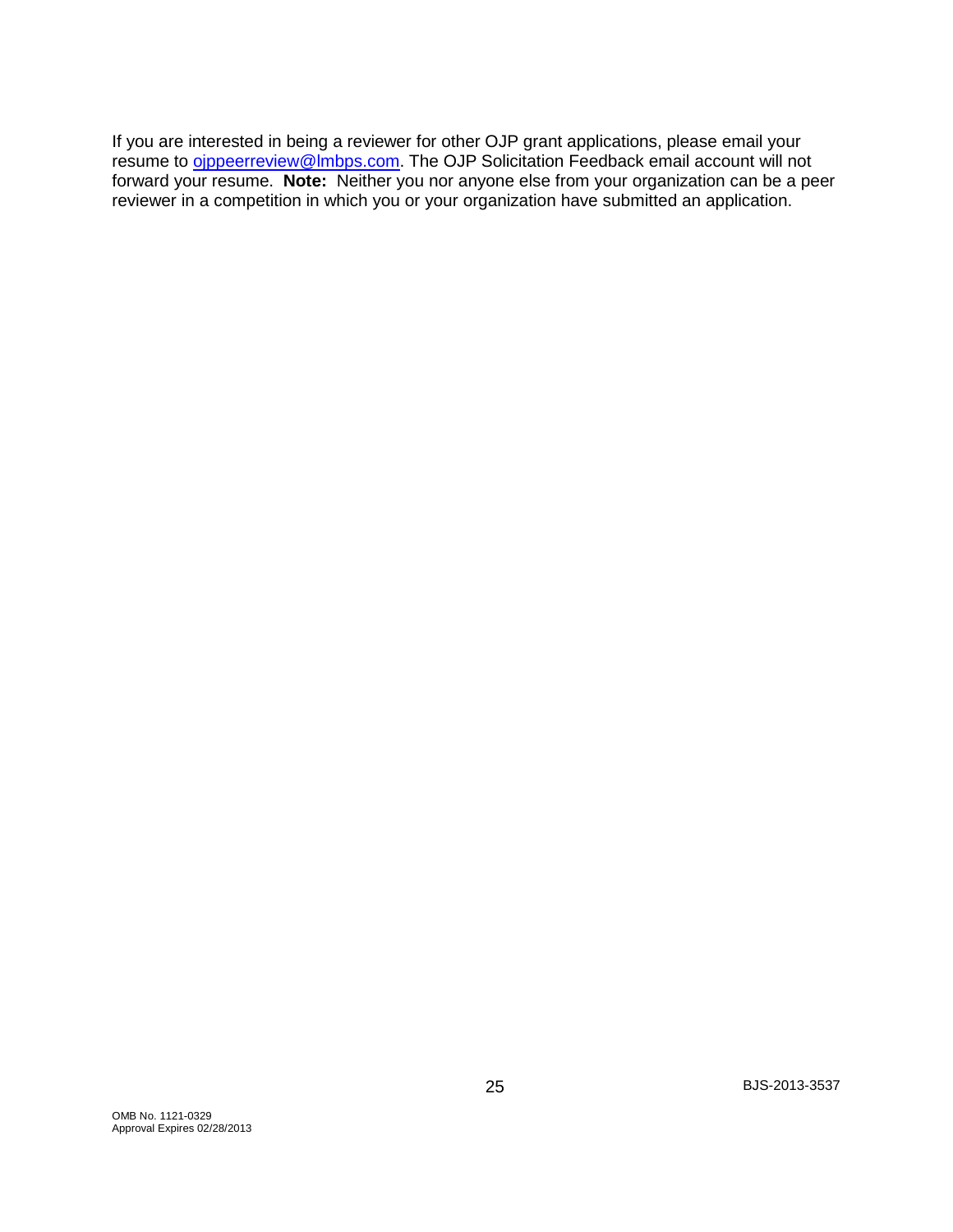If you are interested in being a reviewer for other OJP grant applications, please email your resume to ojppeerreview@lmbps.com. The OJP Solicitation Feedback email account will not forward your resume. **Note:** Neither you nor anyone else from your organization can be a peer reviewer in a competition in which you or your organization have submitted an application.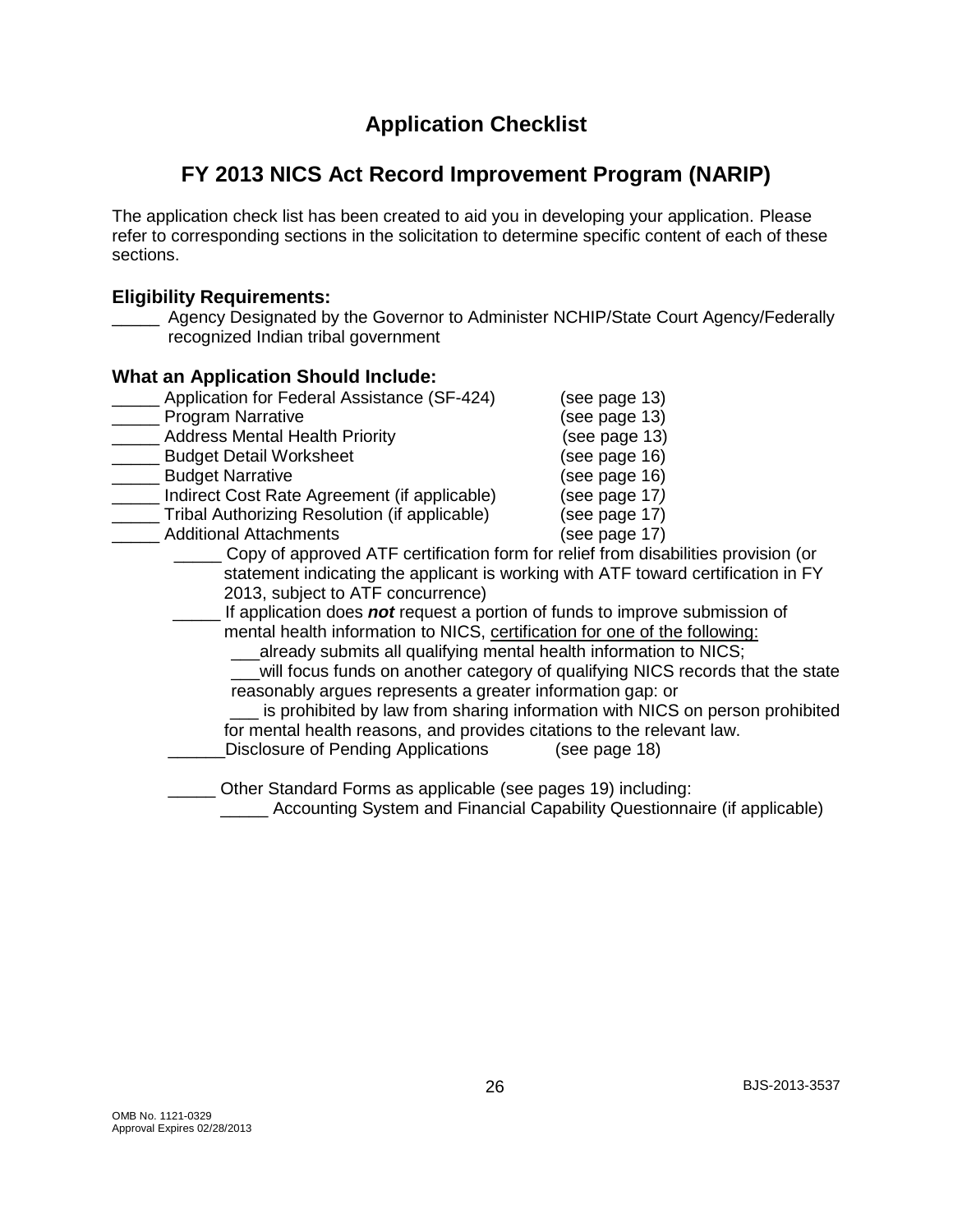# Application Checklist

## FY 2013 NICS Act Record Improvement Program (NARIP)

The application check list has been created to aid you in developing your application. Please refer to corresponding sections in the solicitation to determine specific content of each of these sections.

### Eligibility Requirements:

_____ Agency Designated by the Governor to Administer NCHIP/State Court Agency/Federally recognized Indian tribal government

### What an Application Should Include:

_____ Application for Federal Assistance (SF-424) (see page 13)
_____ Program Narrative (see page 13)
_____ Address Mental Health Priority (see page 13)
_____ Budget Detail Worksheet (see page 16)
_____ Budget Narrative (see page 16)
_____ Indirect Cost Rate Agreement (if applicable) (see page 17)
_____ Tribal Authorizing Resolution (if applicable) (see page 17)
_____ Additional Attachments (see page 17)

- _____ Copy of approved ATF certification form for relief from disabilities provision (or statement indicating the applicant is working with ATF toward certification in FY 2013, subject to ATF concurrence)
- _____ If application does ***not*** request a portion of funds to improve submission of mental health information to NICS, <u>certification for one of the following:</u>
  - ___already submits all qualifying mental health information to NICS;
  - ___will focus funds on another category of qualifying NICS records that the state reasonably argues represents a greater information gap: or
  - ___ is prohibited by law from sharing information with NICS on person prohibited for mental health reasons, and provides citations to the relevant law.
- ______Disclosure of Pending Applications (see page 18)

_____ Other Standard Forms as applicable (see pages 19) including:

- _____ Accounting System and Financial Capability Questionnaire (if applicable)

BJS-2013-3537

OMB No. 1121-0329
Approval Expires 02/28/2013